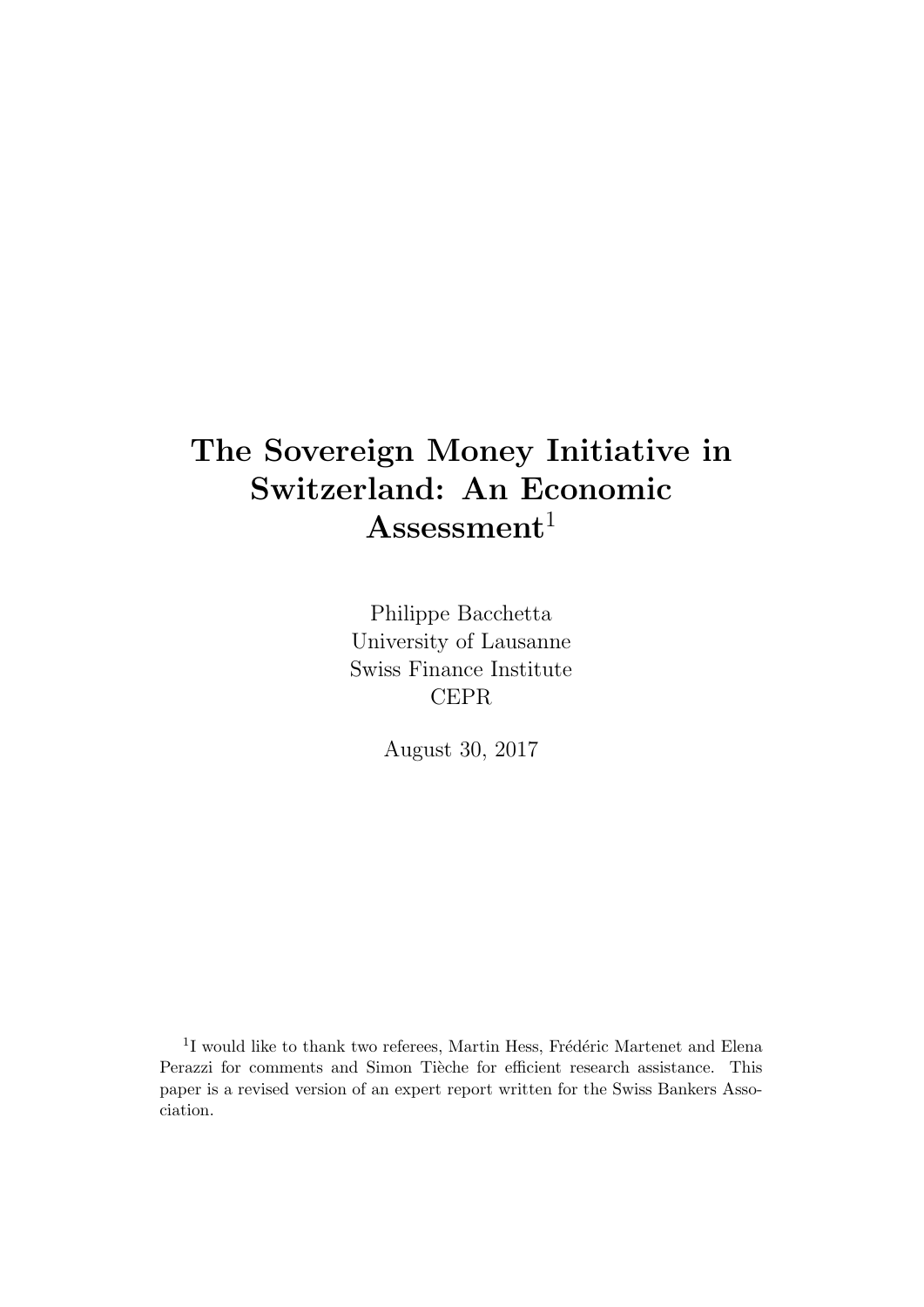# The Sovereign Money Initiative in Switzerland: An Economic Assessment[1]

Philippe Bacchetta
University of Lausanne
Swiss Finance Institute
CEPR

August 30, 2017

[1] I would like to thank two referees, Martin Hess, Frédéric Martenet and Elena Perazzi for comments and Simon Tièche for efficient research assistance. This paper is a revised version of an expert report written for the Swiss Bankers Association.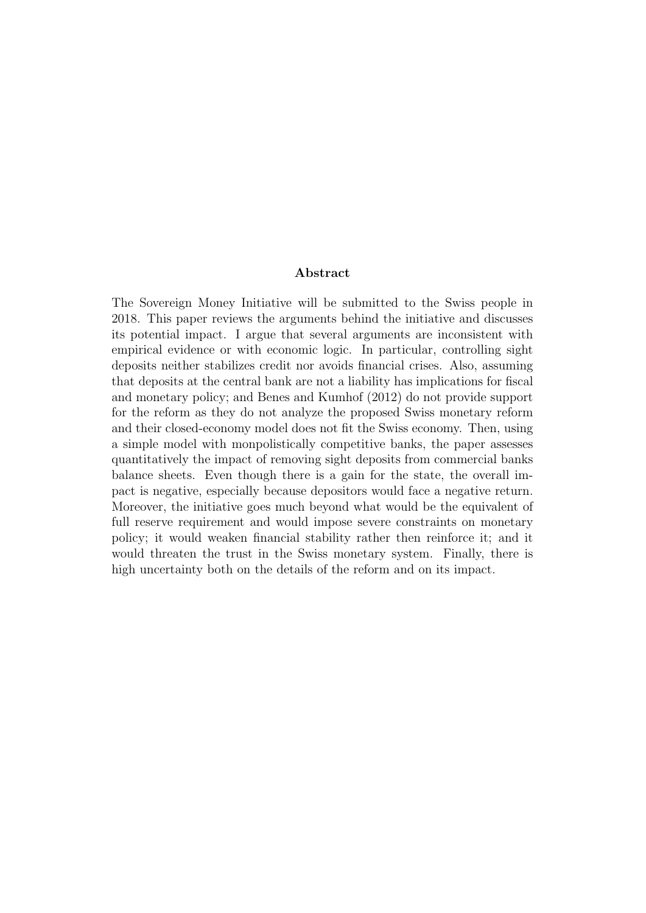## Abstract

The Sovereign Money Initiative will be submitted to the Swiss people in 2018. This paper reviews the arguments behind the initiative and discusses its potential impact. I argue that several arguments are inconsistent with empirical evidence or with economic logic. In particular, controlling sight deposits neither stabilizes credit nor avoids financial crises. Also, assuming that deposits at the central bank are not a liability has implications for fiscal and monetary policy; and Benes and Kumhof (2012) do not provide support for the reform as they do not analyze the proposed Swiss monetary reform and their closed-economy model does not fit the Swiss economy. Then, using a simple model with monpolistically competitive banks, the paper assesses quantitatively the impact of removing sight deposits from commercial banks balance sheets. Even though there is a gain for the state, the overall impact is negative, especially because depositors would face a negative return. Moreover, the initiative goes much beyond what would be the equivalent of full reserve requirement and would impose severe constraints on monetary policy; it would weaken financial stability rather then reinforce it; and it would threaten the trust in the Swiss monetary system. Finally, there is high uncertainty both on the details of the reform and on its impact.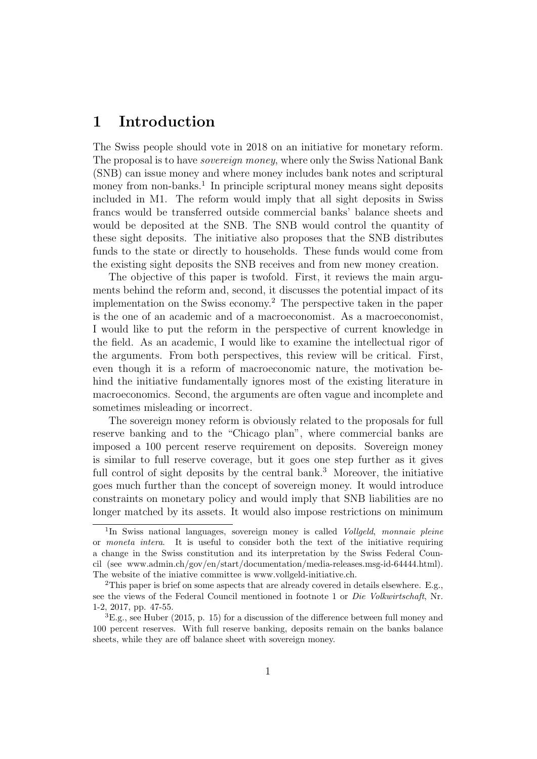# 1 Introduction

The Swiss people should vote in 2018 on an initiative for monetary reform. The proposal is to have *sovereign money*, where only the Swiss National Bank (SNB) can issue money and where money includes bank notes and scriptural money from non-banks.[1] In principle scriptural money means sight deposits included in M1. The reform would imply that all sight deposits in Swiss francs would be transferred outside commercial banks' balance sheets and would be deposited at the SNB. The SNB would control the quantity of these sight deposits. The initiative also proposes that the SNB distributes funds to the state or directly to households. These funds would come from the existing sight deposits the SNB receives and from new money creation.

The objective of this paper is twofold. First, it reviews the main arguments behind the reform and, second, it discusses the potential impact of its implementation on the Swiss economy.[2] The perspective taken in the paper is the one of an academic and of a macroeconomist. As a macroeconomist, I would like to put the reform in the perspective of current knowledge in the field. As an academic, I would like to examine the intellectual rigor of the arguments. From both perspectives, this review will be critical. First, even though it is a reform of macroeconomic nature, the motivation behind the initiative fundamentally ignores most of the existing literature in macroeconomics. Second, the arguments are often vague and incomplete and sometimes misleading or incorrect.

The sovereign money reform is obviously related to the proposals for full reserve banking and to the "Chicago plan", where commercial banks are imposed a 100 percent reserve requirement on deposits. Sovereign money is similar to full reserve coverage, but it goes one step further as it gives full control of sight deposits by the central bank.[3] Moreover, the initiative goes much further than the concept of sovereign money. It would introduce constraints on monetary policy and would imply that SNB liabilities are no longer matched by its assets. It would also impose restrictions on minimum

---

[1] In Swiss national languages, sovereign money is called *Vollgeld*, *monnaie pleine* or *moneta intera*. It is useful to consider both the text of the initiative requiring a change in the Swiss constitution and its interpretation by the Swiss Federal Council (see www.admin.ch/gov/en/start/documentation/media-releases.msg-id-64444.html). The website of the iniative committee is www.vollgeld-initiative.ch.

[2] This paper is brief on some aspects that are already covered in details elsewhere. E.g., see the views of the Federal Council mentioned in footnote 1 or *Die Volkwirtschaft*, Nr. 1-2, 2017, pp. 47-55.

[3] E.g., see Huber (2015, p. 15) for a discussion of the difference between full money and 100 percent reserves. With full reserve banking, deposits remain on the banks balance sheets, while they are off balance sheet with sovereign money.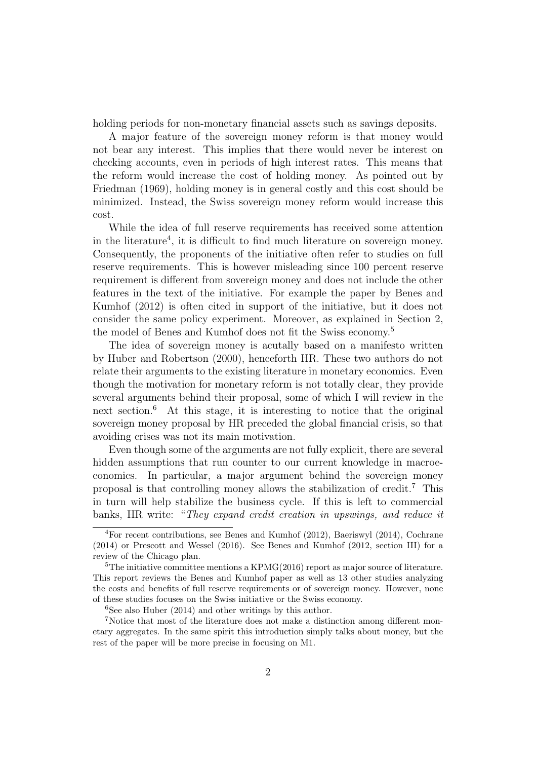holding periods for non-monetary financial assets such as savings deposits.

A major feature of the sovereign money reform is that money would not bear any interest. This implies that there would never be interest on checking accounts, even in periods of high interest rates. This means that the reform would increase the cost of holding money. As pointed out by Friedman (1969), holding money is in general costly and this cost should be minimized. Instead, the Swiss sovereign money reform would increase this cost.

While the idea of full reserve requirements has received some attention in the literature[4], it is difficult to find much literature on sovereign money. Consequently, the proponents of the initiative often refer to studies on full reserve requirements. This is however misleading since 100 percent reserve requirement is different from sovereign money and does not include the other features in the text of the initiative. For example the paper by Benes and Kumhof (2012) is often cited in support of the initiative, but it does not consider the same policy experiment. Moreover, as explained in Section 2, the model of Benes and Kumhof does not fit the Swiss economy.[5]

The idea of sovereign money is acutally based on a manifesto written by Huber and Robertson (2000), henceforth HR. These two authors do not relate their arguments to the existing literature in monetary economics. Even though the motivation for monetary reform is not totally clear, they provide several arguments behind their proposal, some of which I will review in the next section.[6] At this stage, it is interesting to notice that the original sovereign money proposal by HR preceded the global financial crisis, so that avoiding crises was not its main motivation.

Even though some of the arguments are not fully explicit, there are several hidden assumptions that run counter to our current knowledge in macroeconomics. In particular, a major argument behind the sovereign money proposal is that controlling money allows the stabilization of credit.[7] This in turn will help stabilize the business cycle. If this is left to commercial banks, HR write: "*They expand credit creation in upswings, and reduce it*

---

[4] For recent contributions, see Benes and Kumhof (2012), Baeriswyl (2014), Cochrane (2014) or Prescott and Wessel (2016). See Benes and Kumhof (2012, section III) for a review of the Chicago plan.

[5] The initiative committee mentions a KPMG(2016) report as major source of literature. This report reviews the Benes and Kumhof paper as well as 13 other studies analyzing the costs and benefits of full reserve requirements or of sovereign money. However, none of these studies focuses on the Swiss initiative or the Swiss economy.

[6] See also Huber (2014) and other writings by this author.

[7] Notice that most of the literature does not make a distinction among different monetary aggregates. In the same spirit this introduction simply talks about money, but the rest of the paper will be more precise in focusing on M1.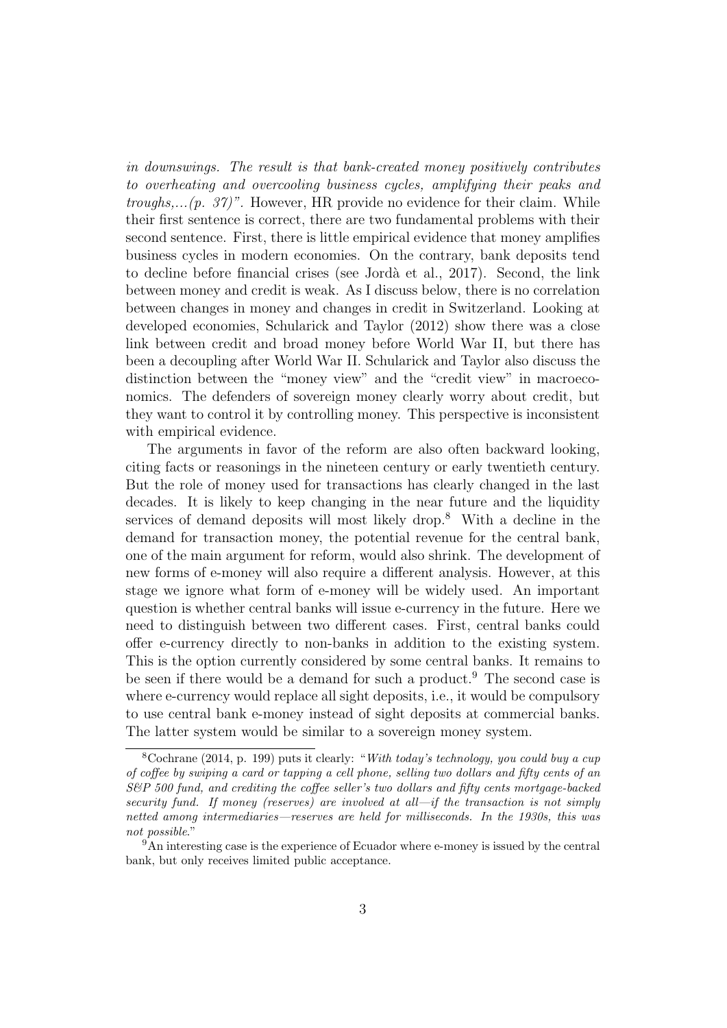*in downswings. The result is that bank-created money positively contributes to overheating and overcooling business cycles, amplifying their peaks and troughs,...(p. 37)"*. However, HR provide no evidence for their claim. While their first sentence is correct, there are two fundamental problems with their second sentence. First, there is little empirical evidence that money amplifies business cycles in modern economies. On the contrary, bank deposits tend to decline before financial crises (see Jordà et al., 2017). Second, the link between money and credit is weak. As I discuss below, there is no correlation between changes in money and changes in credit in Switzerland. Looking at developed economies, Schularick and Taylor (2012) show there was a close link between credit and broad money before World War II, but there has been a decoupling after World War II. Schularick and Taylor also discuss the distinction between the "money view" and the "credit view" in macroeconomics. The defenders of sovereign money clearly worry about credit, but they want to control it by controlling money. This perspective is inconsistent with empirical evidence.

The arguments in favor of the reform are also often backward looking, citing facts or reasonings in the nineteen century or early twentieth century. But the role of money used for transactions has clearly changed in the last decades. It is likely to keep changing in the near future and the liquidity services of demand deposits will most likely drop.[8] With a decline in the demand for transaction money, the potential revenue for the central bank, one of the main argument for reform, would also shrink. The development of new forms of e-money will also require a different analysis. However, at this stage we ignore what form of e-money will be widely used. An important question is whether central banks will issue e-currency in the future. Here we need to distinguish between two different cases. First, central banks could offer e-currency directly to non-banks in addition to the existing system. This is the option currently considered by some central banks. It remains to be seen if there would be a demand for such a product.[9] The second case is where e-currency would replace all sight deposits, i.e., it would be compulsory to use central bank e-money instead of sight deposits at commercial banks. The latter system would be similar to a sovereign money system.

---

[8] Cochrane (2014, p. 199) puts it clearly: "*With today's technology, you could buy a cup of coffee by swiping a card or tapping a cell phone, selling two dollars and fifty cents of an S&P 500 fund, and crediting the coffee seller's two dollars and fifty cents mortgage-backed security fund. If money (reserves) are involved at all—if the transaction is not simply netted among intermediaries—reserves are held for milliseconds. In the 1930s, this was not possible.*"

[9] An interesting case is the experience of Ecuador where e-money is issued by the central bank, but only receives limited public acceptance.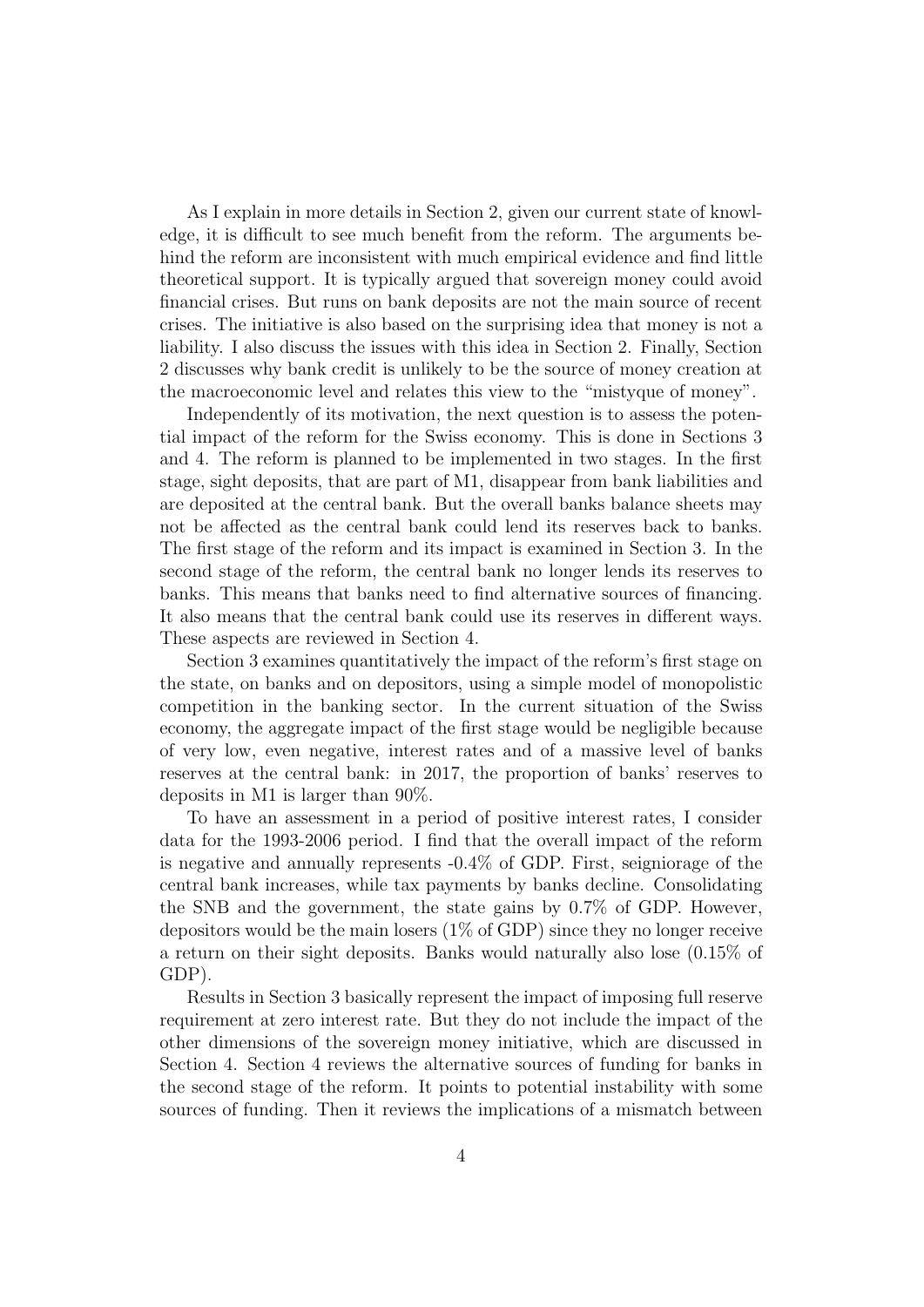As I explain in more details in Section 2, given our current state of knowledge, it is difficult to see much benefit from the reform. The arguments behind the reform are inconsistent with much empirical evidence and find little theoretical support. It is typically argued that sovereign money could avoid financial crises. But runs on bank deposits are not the main source of recent crises. The initiative is also based on the surprising idea that money is not a liability. I also discuss the issues with this idea in Section 2. Finally, Section 2 discusses why bank credit is unlikely to be the source of money creation at the macroeconomic level and relates this view to the "mistyque of money".

Independently of its motivation, the next question is to assess the potential impact of the reform for the Swiss economy. This is done in Sections 3 and 4. The reform is planned to be implemented in two stages. In the first stage, sight deposits, that are part of M1, disappear from bank liabilities and are deposited at the central bank. But the overall banks balance sheets may not be affected as the central bank could lend its reserves back to banks. The first stage of the reform and its impact is examined in Section 3. In the second stage of the reform, the central bank no longer lends its reserves to banks. This means that banks need to find alternative sources of financing. It also means that the central bank could use its reserves in different ways. These aspects are reviewed in Section 4.

Section 3 examines quantitatively the impact of the reform's first stage on the state, on banks and on depositors, using a simple model of monopolistic competition in the banking sector. In the current situation of the Swiss economy, the aggregate impact of the first stage would be negligible because of very low, even negative, interest rates and of a massive level of banks reserves at the central bank: in 2017, the proportion of banks' reserves to deposits in M1 is larger than 90%.

To have an assessment in a period of positive interest rates, I consider data for the 1993-2006 period. I find that the overall impact of the reform is negative and annually represents -0.4% of GDP. First, seigniorage of the central bank increases, while tax payments by banks decline. Consolidating the SNB and the government, the state gains by 0.7% of GDP. However, depositors would be the main losers (1% of GDP) since they no longer receive a return on their sight deposits. Banks would naturally also lose (0.15% of GDP).

Results in Section 3 basically represent the impact of imposing full reserve requirement at zero interest rate. But they do not include the impact of the other dimensions of the sovereign money initiative, which are discussed in Section 4. Section 4 reviews the alternative sources of funding for banks in the second stage of the reform. It points to potential instability with some sources of funding. Then it reviews the implications of a mismatch between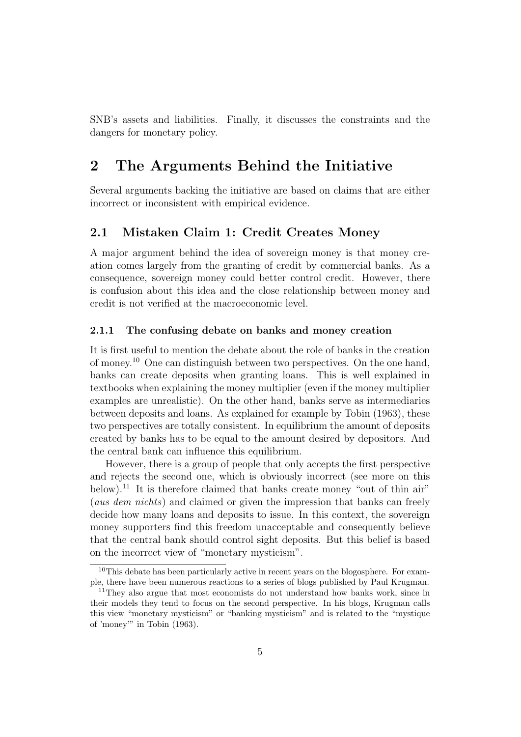SNB's assets and liabilities. Finally, it discusses the constraints and the dangers for monetary policy.

# 2 The Arguments Behind the Initiative

Several arguments backing the initiative are based on claims that are either incorrect or inconsistent with empirical evidence.

## 2.1 Mistaken Claim 1: Credit Creates Money

A major argument behind the idea of sovereign money is that money creation comes largely from the granting of credit by commercial banks. As a consequence, sovereign money could better control credit. However, there is confusion about this idea and the close relationship between money and credit is not verified at the macroeconomic level.

### 2.1.1 The confusing debate on banks and money creation

It is first useful to mention the debate about the role of banks in the creation of money.[10] One can distinguish between two perspectives. On the one hand, banks can create deposits when granting loans. This is well explained in textbooks when explaining the money multiplier (even if the money multiplier examples are unrealistic). On the other hand, banks serve as intermediaries between deposits and loans. As explained for example by Tobin (1963), these two perspectives are totally consistent. In equilibrium the amount of deposits created by banks has to be equal to the amount desired by depositors. And the central bank can influence this equilibrium.

However, there is a group of people that only accepts the first perspective and rejects the second one, which is obviously incorrect (see more on this below).[11] It is therefore claimed that banks create money "out of thin air" (*aus dem nichts*) and claimed or given the impression that banks can freely decide how many loans and deposits to issue. In this context, the sovereign money supporters find this freedom unacceptable and consequently believe that the central bank should control sight deposits. But this belief is based on the incorrect view of "monetary mysticism".

[10] This debate has been particularly active in recent years on the blogosphere. For example, there have been numerous reactions to a series of blogs published by Paul Krugman.

[11] They also argue that most economists do not understand how banks work, since in their models they tend to focus on the second perspective. In his blogs, Krugman calls this view "monetary mysticism" or "banking mysticism" and is related to the "mystique of 'money'" in Tobin (1963).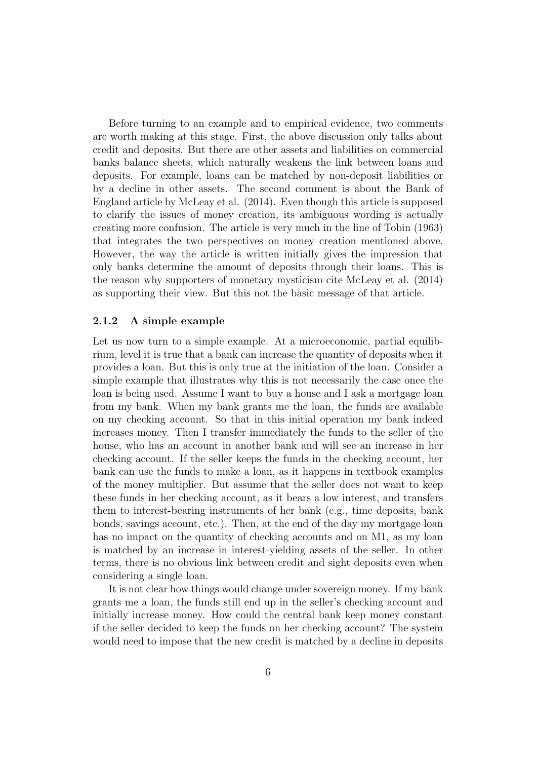Before turning to an example and to empirical evidence, two comments are worth making at this stage. First, the above discussion only talks about credit and deposits. But there are other assets and liabilities on commercial banks balance sheets, which naturally weakens the link between loans and deposits. For example, loans can be matched by non-deposit liabilities or by a decline in other assets. The second comment is about the Bank of England article by McLeay et al. (2014). Even though this article is supposed to clarify the issues of money creation, its ambiguous wording is actually creating more confusion. The article is very much in the line of Tobin (1963) that integrates the two perspectives on money creation mentioned above. However, the way the article is written initially gives the impression that only banks determine the amount of deposits through their loans. This is the reason why supporters of monetary mysticism cite McLeay et al. (2014) as supporting their view. But this not the basic message of that article.

### 2.1.2 A simple example

Let us now turn to a simple example. At a microeconomic, partial equilibrium, level it is true that a bank can increase the quantity of deposits when it provides a loan. But this is only true at the initiation of the loan. Consider a simple example that illustrates why this is not necessarily the case once the loan is being used. Assume I want to buy a house and I ask a mortgage loan from my bank. When my bank grants me the loan, the funds are available on my checking account. So that in this initial operation my bank indeed increases money. Then I transfer immediately the funds to the seller of the house, who has an account in another bank and will see an increase in her checking account. If the seller keeps the funds in the checking account, her bank can use the funds to make a loan, as it happens in textbook examples of the money multiplier. But assume that the seller does not want to keep these funds in her checking account, as it bears a low interest, and transfers them to interest-bearing instruments of her bank (e.g., time deposits, bank bonds, savings account, etc.). Then, at the end of the day my mortgage loan has no impact on the quantity of checking accounts and on M1, as my loan is matched by an increase in interest-yielding assets of the seller. In other terms, there is no obvious link between credit and sight deposits even when considering a single loan.

It is not clear how things would change under sovereign money. If my bank grants me a loan, the funds still end up in the seller's checking account and initially increase money. How could the central bank keep money constant if the seller decided to keep the funds on her checking account? The system would need to impose that the new credit is matched by a decline in deposits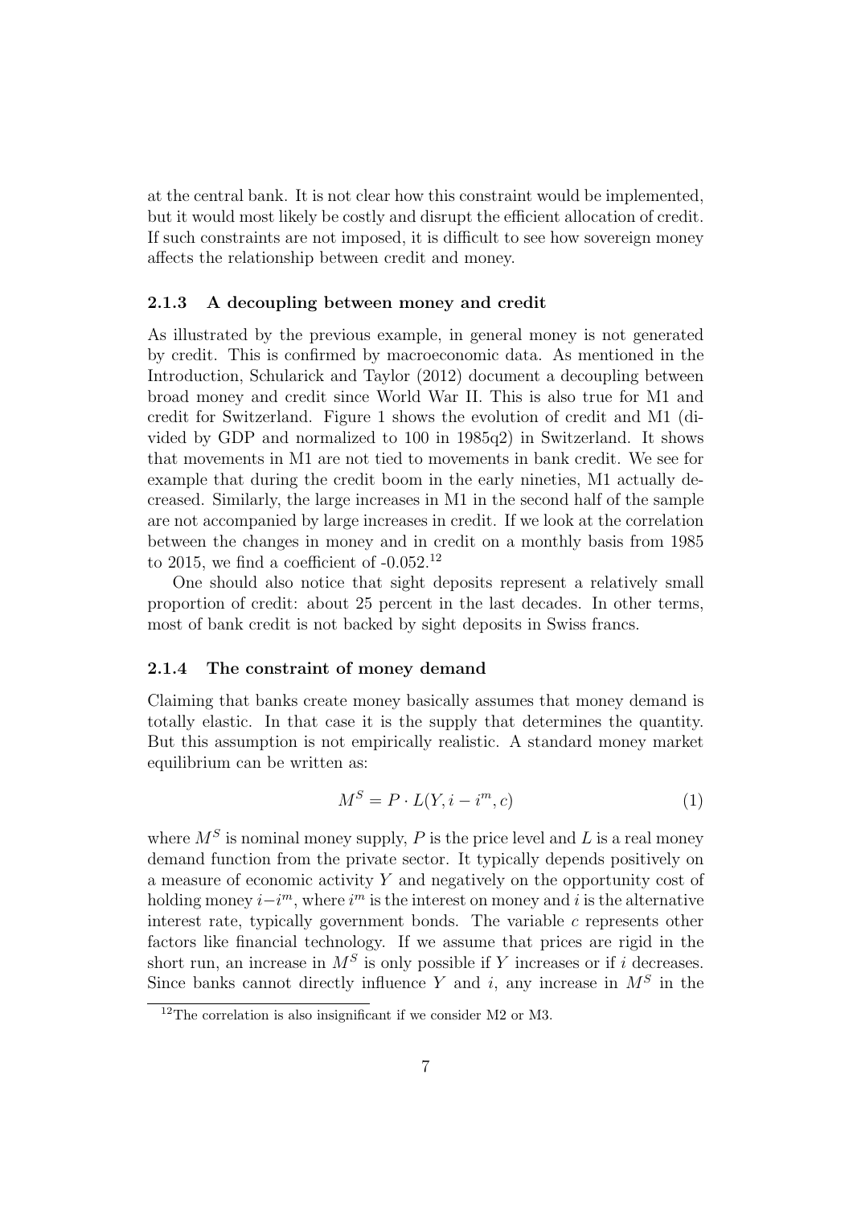at the central bank. It is not clear how this constraint would be implemented, but it would most likely be costly and disrupt the efficient allocation of credit. If such constraints are not imposed, it is difficult to see how sovereign money affects the relationship between credit and money.

### 2.1.3 A decoupling between money and credit

As illustrated by the previous example, in general money is not generated by credit. This is confirmed by macroeconomic data. As mentioned in the Introduction, Schularick and Taylor (2012) document a decoupling between broad money and credit since World War II. This is also true for M1 and credit for Switzerland. Figure 1 shows the evolution of credit and M1 (divided by GDP and normalized to 100 in 1985q2) in Switzerland. It shows that movements in M1 are not tied to movements in bank credit. We see for example that during the credit boom in the early nineties, M1 actually decreased. Similarly, the large increases in M1 in the second half of the sample are not accompanied by large increases in credit. If we look at the correlation between the changes in money and in credit on a monthly basis from 1985 to 2015, we find a coefficient of -0.052.[12]

One should also notice that sight deposits represent a relatively small proportion of credit: about 25 percent in the last decades. In other terms, most of bank credit is not backed by sight deposits in Swiss francs.

### 2.1.4 The constraint of money demand

Claiming that banks create money basically assumes that money demand is totally elastic. In that case it is the supply that determines the quantity. But this assumption is not empirically realistic. A standard money market equilibrium can be written as:

$$M^S = P \cdot L(Y, i - i^m, c) \tag{1}$$

where $M^S$ is nominal money supply, $P$ is the price level and $L$ is a real money demand function from the private sector. It typically depends positively on a measure of economic activity $Y$ and negatively on the opportunity cost of holding money $i - i^m$, where $i^m$ is the interest on money and $i$ is the alternative interest rate, typically government bonds. The variable $c$ represents other factors like financial technology. If we assume that prices are rigid in the short run, an increase in $M^S$ is only possible if $Y$ increases or if $i$ decreases. Since banks cannot directly influence $Y$ and $i$, any increase in $M^S$ in the

[12] The correlation is also insignificant if we consider M2 or M3.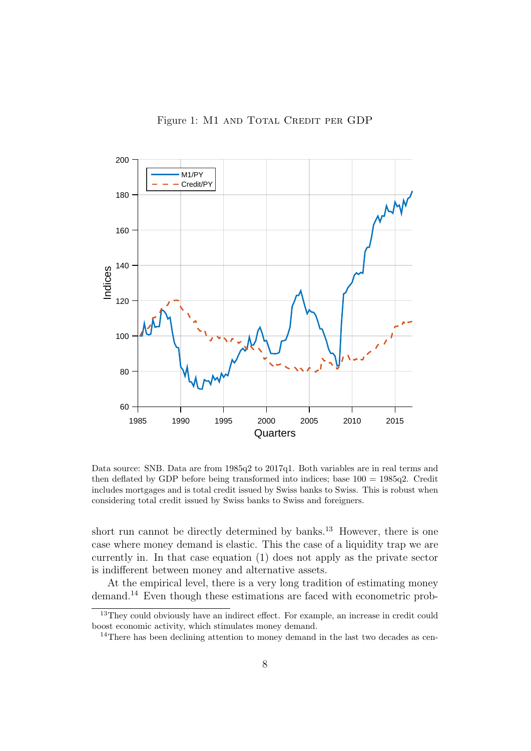Figure 1: M1 and Total Credit per GDP

Data source: SNB. Data are from 1985q2 to 2017q1. Both variables are in real terms and then deflated by GDP before being transformed into indices; base 100 = 1985q2. Credit includes mortgages and is total credit issued by Swiss banks to Swiss. This is robust when considering total credit issued by Swiss banks to Swiss and foreigners.

short run cannot be directly determined by banks.[13] However, there is one case where money demand is elastic. This the case of a liquidity trap we are currently in. In that case equation (1) does not apply as the private sector is indifferent between money and alternative assets.

At the empirical level, there is a very long tradition of estimating money demand.[14] Even though these estimations are faced with econometric prob-

---

[13] They could obviously have an indirect effect. For example, an increase in credit could boost economic activity, which stimulates money demand.

[14] There has been declining attention to money demand in the last two decades as cen-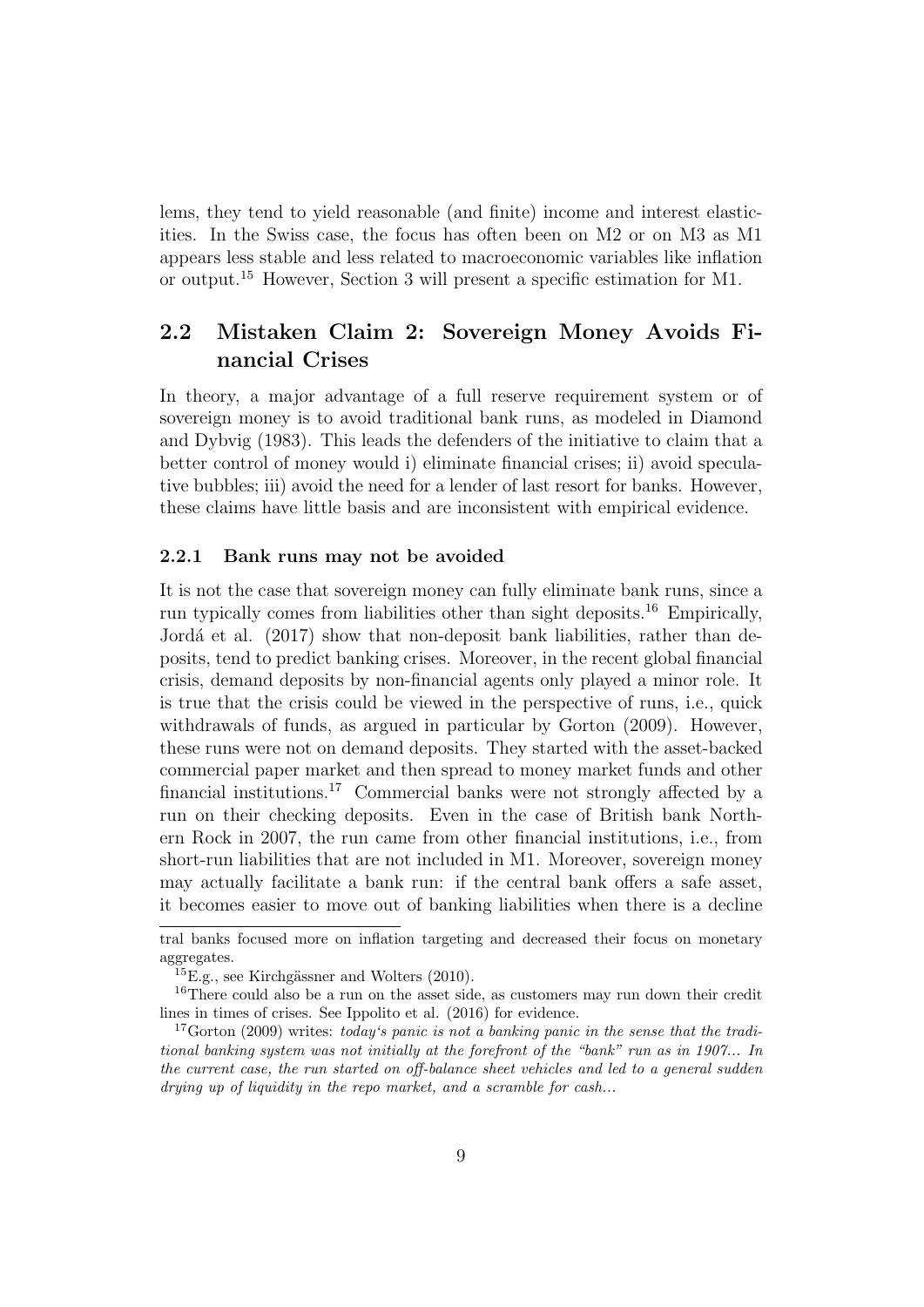lems, they tend to yield reasonable (and finite) income and interest elasticities. In the Swiss case, the focus has often been on M2 or on M3 as M1 appears less stable and less related to macroeconomic variables like inflation or output.[15] However, Section 3 will present a specific estimation for M1.

## 2.2 Mistaken Claim 2: Sovereign Money Avoids Financial Crises

In theory, a major advantage of a full reserve requirement system or of sovereign money is to avoid traditional bank runs, as modeled in Diamond and Dybvig (1983). This leads the defenders of the initiative to claim that a better control of money would i) eliminate financial crises; ii) avoid speculative bubbles; iii) avoid the need for a lender of last resort for banks. However, these claims have little basis and are inconsistent with empirical evidence.

### 2.2.1 Bank runs may not be avoided

It is not the case that sovereign money can fully eliminate bank runs, since a run typically comes from liabilities other than sight deposits.[16] Empirically, Jordá et al. (2017) show that non-deposit bank liabilities, rather than deposits, tend to predict banking crises. Moreover, in the recent global financial crisis, demand deposits by non-financial agents only played a minor role. It is true that the crisis could be viewed in the perspective of runs, i.e., quick withdrawals of funds, as argued in particular by Gorton (2009). However, these runs were not on demand deposits. They started with the asset-backed commercial paper market and then spread to money market funds and other financial institutions.[17] Commercial banks were not strongly affected by a run on their checking deposits. Even in the case of British bank Northern Rock in 2007, the run came from other financial institutions, i.e., from short-run liabilities that are not included in M1. Moreover, sovereign money may actually facilitate a bank run: if the central bank offers a safe asset, it becomes easier to move out of banking liabilities when there is a decline

---

tral banks focused more on inflation targeting and decreased their focus on monetary aggregates.

[15] E.g., see Kirchgässner and Wolters (2010).

[16] There could also be a run on the asset side, as customers may run down their credit lines in times of crises. See Ippolito et al. (2016) for evidence.

[17] Gorton (2009) writes: *today's panic is not a banking panic in the sense that the traditional banking system was not initially at the forefront of the "bank" run as in 1907... In the current case, the run started on off-balance sheet vehicles and led to a general sudden drying up of liquidity in the repo market, and a scramble for cash...*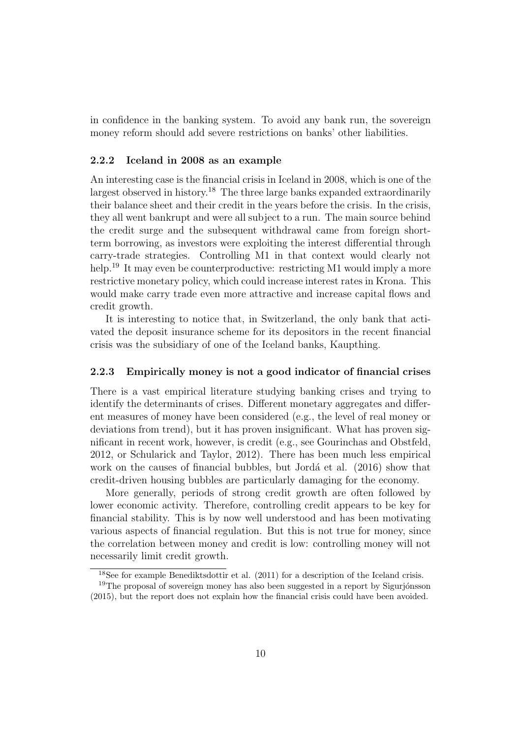in confidence in the banking system. To avoid any bank run, the sovereign money reform should add severe restrictions on banks' other liabilities.

### 2.2.2 Iceland in 2008 as an example

An interesting case is the financial crisis in Iceland in 2008, which is one of the largest observed in history.[18] The three large banks expanded extraordinarily their balance sheet and their credit in the years before the crisis. In the crisis, they all went bankrupt and were all subject to a run. The main source behind the credit surge and the subsequent withdrawal came from foreign short-term borrowing, as investors were exploiting the interest differential through carry-trade strategies. Controlling M1 in that context would clearly not help.[19] It may even be counterproductive: restricting M1 would imply a more restrictive monetary policy, which could increase interest rates in Krona. This would make carry trade even more attractive and increase capital flows and credit growth.

It is interesting to notice that, in Switzerland, the only bank that activated the deposit insurance scheme for its depositors in the recent financial crisis was the subsidiary of one of the Iceland banks, Kaupthing.

### 2.2.3 Empirically money is not a good indicator of financial crises

There is a vast empirical literature studying banking crises and trying to identify the determinants of crises. Different monetary aggregates and different measures of money have been considered (e.g., the level of real money or deviations from trend), but it has proven insignificant. What has proven significant in recent work, however, is credit (e.g., see Gourinchas and Obstfeld, 2012, or Schularick and Taylor, 2012). There has been much less empirical work on the causes of financial bubbles, but Jordá et al. (2016) show that credit-driven housing bubbles are particularly damaging for the economy.

More generally, periods of strong credit growth are often followed by lower economic activity. Therefore, controlling credit appears to be key for financial stability. This is by now well understood and has been motivating various aspects of financial regulation. But this is not true for money, since the correlation between money and credit is low: controlling money will not necessarily limit credit growth.

[18] See for example Benediktsdottir et al. (2011) for a description of the Iceland crisis.

[19] The proposal of sovereign money has also been suggested in a report by Sigurjónsson (2015), but the report does not explain how the financial crisis could have been avoided.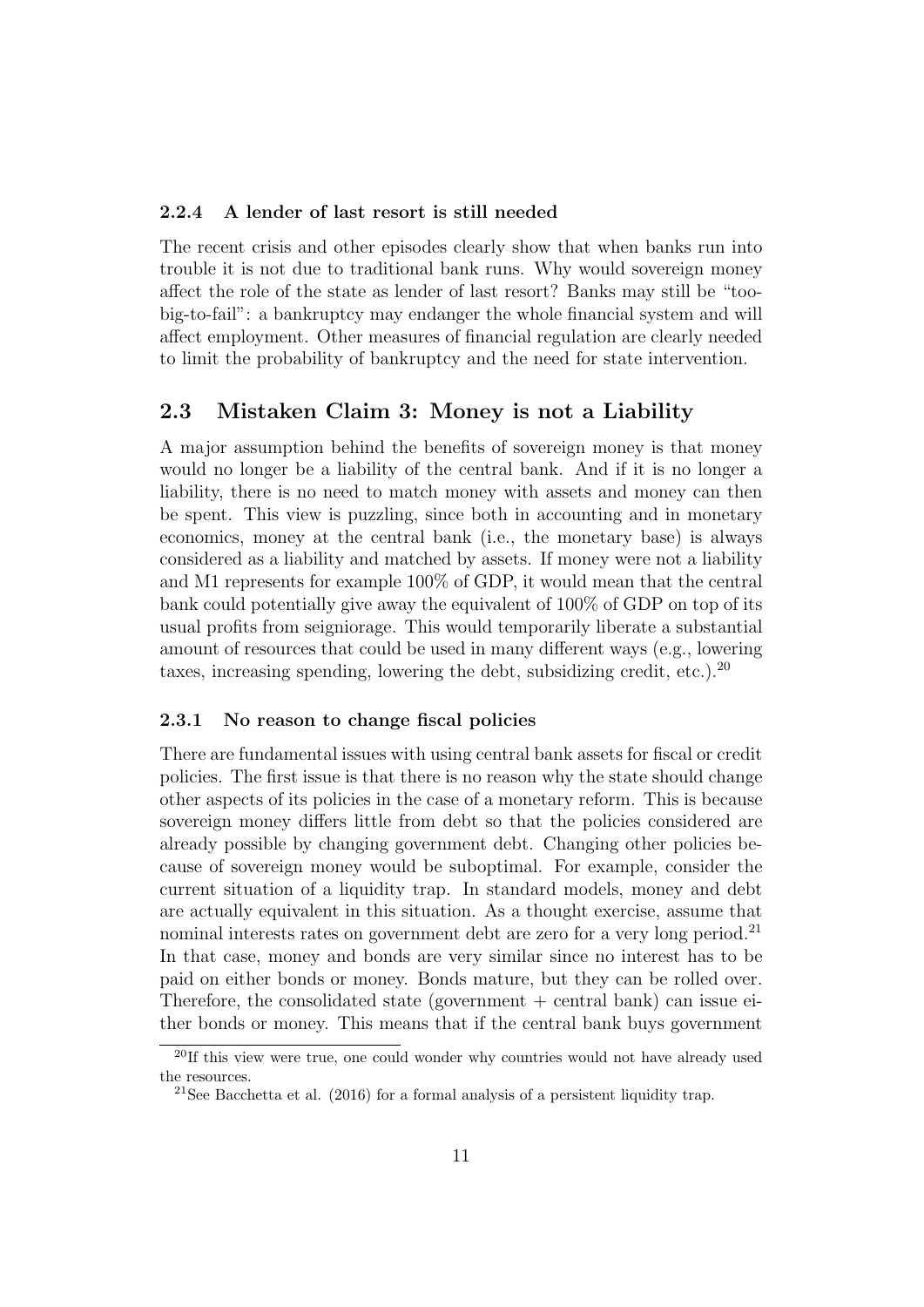#### 2.2.4 A lender of last resort is still needed

The recent crisis and other episodes clearly show that when banks run into trouble it is not due to traditional bank runs. Why would sovereign money affect the role of the state as lender of last resort? Banks may still be "too-big-to-fail": a bankruptcy may endanger the whole financial system and will affect employment. Other measures of financial regulation are clearly needed to limit the probability of bankruptcy and the need for state intervention.

### 2.3 Mistaken Claim 3: Money is not a Liability

A major assumption behind the benefits of sovereign money is that money would no longer be a liability of the central bank. And if it is no longer a liability, there is no need to match money with assets and money can then be spent. This view is puzzling, since both in accounting and in monetary economics, money at the central bank (i.e., the monetary base) is always considered as a liability and matched by assets. If money were not a liability and M1 represents for example 100% of GDP, it would mean that the central bank could potentially give away the equivalent of 100% of GDP on top of its usual profits from seigniorage. This would temporarily liberate a substantial amount of resources that could be used in many different ways (e.g., lowering taxes, increasing spending, lowering the debt, subsidizing credit, etc.).[20]

#### 2.3.1 No reason to change fiscal policies

There are fundamental issues with using central bank assets for fiscal or credit policies. The first issue is that there is no reason why the state should change other aspects of its policies in the case of a monetary reform. This is because sovereign money differs little from debt so that the policies considered are already possible by changing government debt. Changing other policies because of sovereign money would be suboptimal. For example, consider the current situation of a liquidity trap. In standard models, money and debt are actually equivalent in this situation. As a thought exercise, assume that nominal interests rates on government debt are zero for a very long period.[21] In that case, money and bonds are very similar since no interest has to be paid on either bonds or money. Bonds mature, but they can be rolled over. Therefore, the consolidated state (government + central bank) can issue either bonds or money. This means that if the central bank buys government

[20] If this view were true, one could wonder why countries would not have already used the resources.

[21] See Bacchetta et al. (2016) for a formal analysis of a persistent liquidity trap.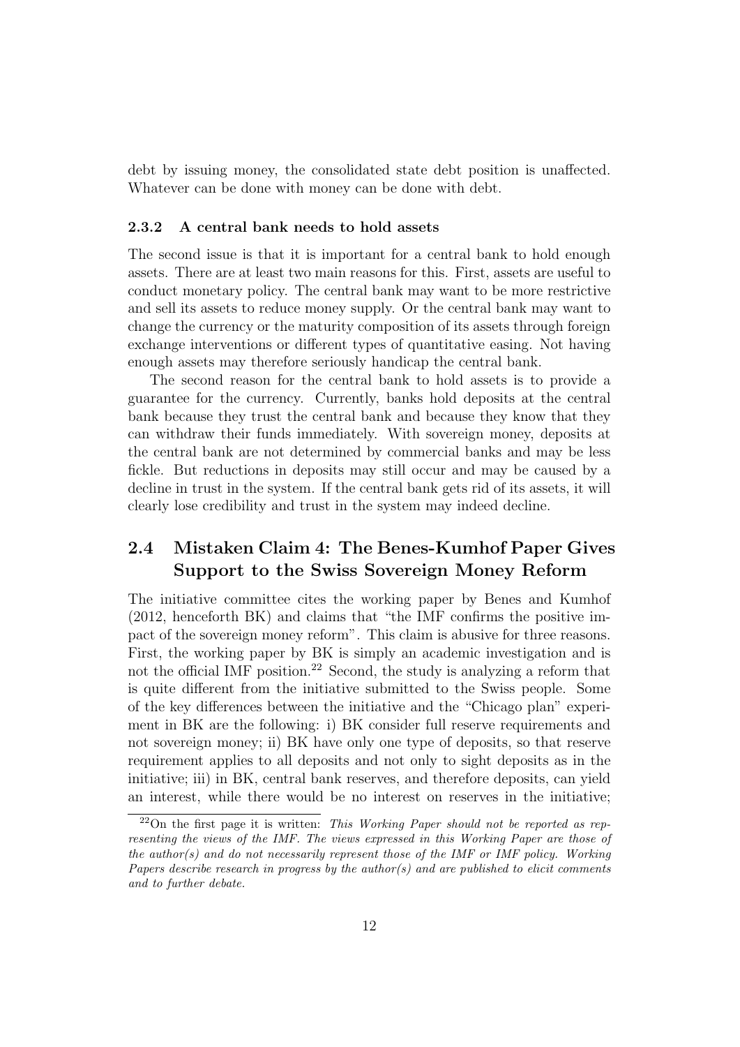debt by issuing money, the consolidated state debt position is unaffected. Whatever can be done with money can be done with debt.

### 2.3.2 A central bank needs to hold assets

The second issue is that it is important for a central bank to hold enough assets. There are at least two main reasons for this. First, assets are useful to conduct monetary policy. The central bank may want to be more restrictive and sell its assets to reduce money supply. Or the central bank may want to change the currency or the maturity composition of its assets through foreign exchange interventions or different types of quantitative easing. Not having enough assets may therefore seriously handicap the central bank.

The second reason for the central bank to hold assets is to provide a guarantee for the currency. Currently, banks hold deposits at the central bank because they trust the central bank and because they know that they can withdraw their funds immediately. With sovereign money, deposits at the central bank are not determined by commercial banks and may be less fickle. But reductions in deposits may still occur and may be caused by a decline in trust in the system. If the central bank gets rid of its assets, it will clearly lose credibility and trust in the system may indeed decline.

## 2.4 Mistaken Claim 4: The Benes-Kumhof Paper Gives Support to the Swiss Sovereign Money Reform

The initiative committee cites the working paper by Benes and Kumhof (2012, henceforth BK) and claims that "the IMF confirms the positive impact of the sovereign money reform". This claim is abusive for three reasons. First, the working paper by BK is simply an academic investigation and is not the official IMF position.[22] Second, the study is analyzing a reform that is quite different from the initiative submitted to the Swiss people. Some of the key differences between the initiative and the "Chicago plan" experiment in BK are the following: i) BK consider full reserve requirements and not sovereign money; ii) BK have only one type of deposits, so that reserve requirement applies to all deposits and not only to sight deposits as in the initiative; iii) in BK, central bank reserves, and therefore deposits, can yield an interest, while there would be no interest on reserves in the initiative;

[22] On the first page it is written: *This Working Paper should not be reported as representing the views of the IMF. The views expressed in this Working Paper are those of the author(s) and do not necessarily represent those of the IMF or IMF policy. Working Papers describe research in progress by the author(s) and are published to elicit comments and to further debate.*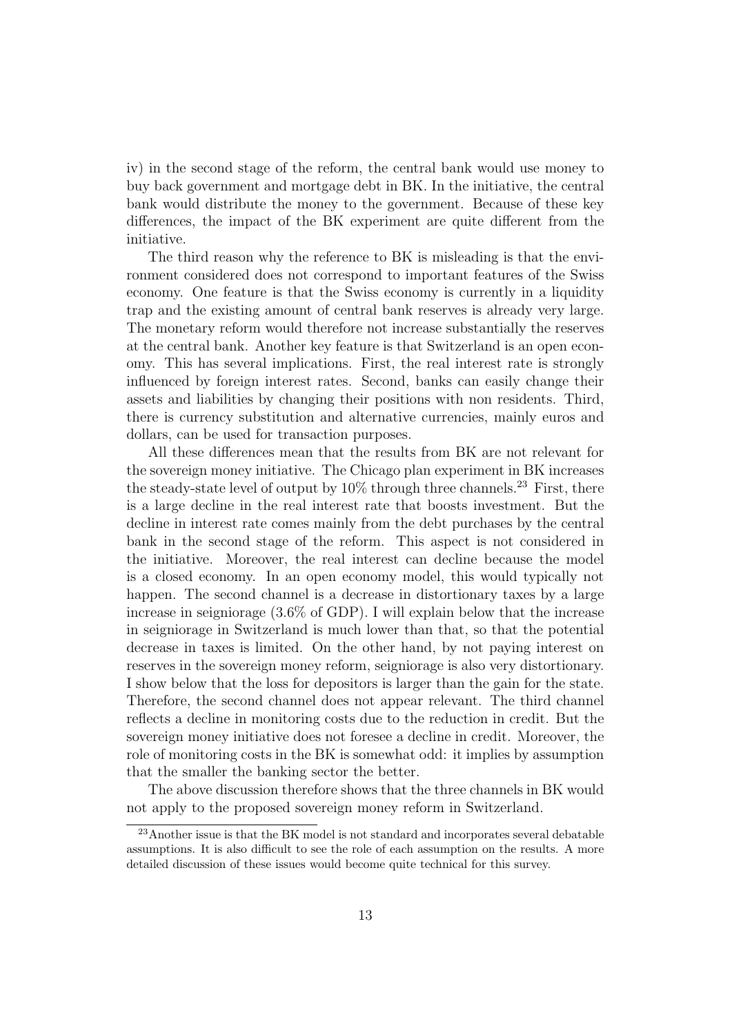iv) in the second stage of the reform, the central bank would use money to buy back government and mortgage debt in BK. In the initiative, the central bank would distribute the money to the government. Because of these key differences, the impact of the BK experiment are quite different from the initiative.

The third reason why the reference to BK is misleading is that the environment considered does not correspond to important features of the Swiss economy. One feature is that the Swiss economy is currently in a liquidity trap and the existing amount of central bank reserves is already very large. The monetary reform would therefore not increase substantially the reserves at the central bank. Another key feature is that Switzerland is an open economy. This has several implications. First, the real interest rate is strongly influenced by foreign interest rates. Second, banks can easily change their assets and liabilities by changing their positions with non residents. Third, there is currency substitution and alternative currencies, mainly euros and dollars, can be used for transaction purposes.

All these differences mean that the results from BK are not relevant for the sovereign money initiative. The Chicago plan experiment in BK increases the steady-state level of output by 10% through three channels.[23] First, there is a large decline in the real interest rate that boosts investment. But the decline in interest rate comes mainly from the debt purchases by the central bank in the second stage of the reform. This aspect is not considered in the initiative. Moreover, the real interest can decline because the model is a closed economy. In an open economy model, this would typically not happen. The second channel is a decrease in distortionary taxes by a large increase in seigniorage (3.6% of GDP). I will explain below that the increase in seigniorage in Switzerland is much lower than that, so that the potential decrease in taxes is limited. On the other hand, by not paying interest on reserves in the sovereign money reform, seigniorage is also very distortionary. I show below that the loss for depositors is larger than the gain for the state. Therefore, the second channel does not appear relevant. The third channel reflects a decline in monitoring costs due to the reduction in credit. But the sovereign money initiative does not foresee a decline in credit. Moreover, the role of monitoring costs in the BK is somewhat odd: it implies by assumption that the smaller the banking sector the better.

The above discussion therefore shows that the three channels in BK would not apply to the proposed sovereign money reform in Switzerland.

[23] Another issue is that the BK model is not standard and incorporates several debatable assumptions. It is also difficult to see the role of each assumption on the results. A more detailed discussion of these issues would become quite technical for this survey.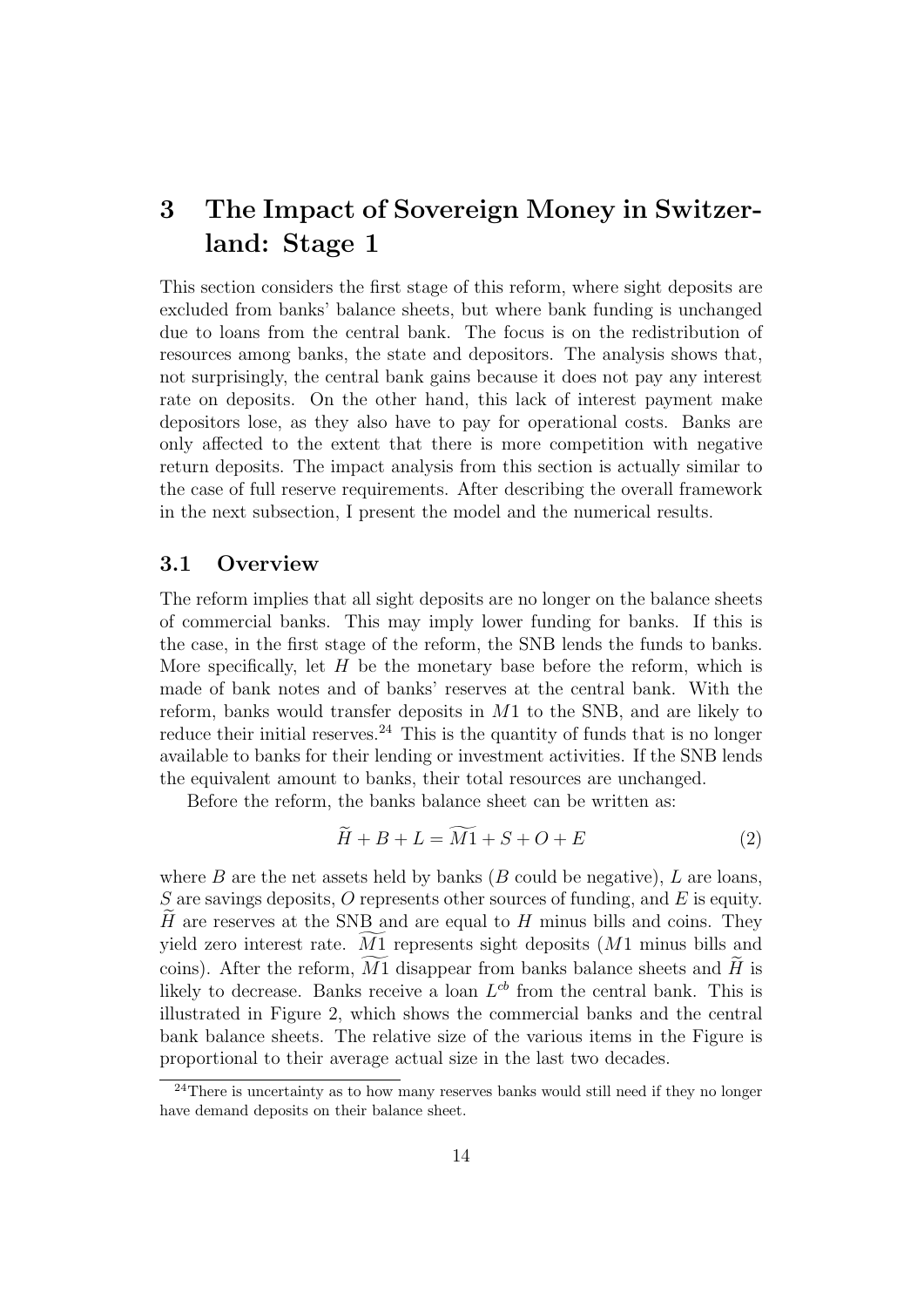# 3 The Impact of Sovereign Money in Switzerland: Stage 1

This section considers the first stage of this reform, where sight deposits are excluded from banks' balance sheets, but where bank funding is unchanged due to loans from the central bank. The focus is on the redistribution of resources among banks, the state and depositors. The analysis shows that, not surprisingly, the central bank gains because it does not pay any interest rate on deposits. On the other hand, this lack of interest payment make depositors lose, as they also have to pay for operational costs. Banks are only affected to the extent that there is more competition with negative return deposits. The impact analysis from this section is actually similar to the case of full reserve requirements. After describing the overall framework in the next subsection, I present the model and the numerical results.

## 3.1 Overview

The reform implies that all sight deposits are no longer on the balance sheets of commercial banks. This may imply lower funding for banks. If this is the case, in the first stage of the reform, the SNB lends the funds to banks. More specifically, let $H$ be the monetary base before the reform, which is made of bank notes and of banks' reserves at the central bank. With the reform, banks would transfer deposits in $M1$ to the SNB, and are likely to reduce their initial reserves.[24] This is the quantity of funds that is no longer available to banks for their lending or investment activities. If the SNB lends the equivalent amount to banks, their total resources are unchanged.

Before the reform, the banks balance sheet can be written as:

$$\widetilde{H} + B + L = \widetilde{M1} + S + O + E \tag{2}$$

where $B$ are the net assets held by banks ($B$ could be negative), $L$ are loans, $S$ are savings deposits, $O$ represents other sources of funding, and $E$ is equity. $\widetilde{H}$ are reserves at the SNB and are equal to $H$ minus bills and coins. They yield zero interest rate. $\widetilde{M1}$ represents sight deposits ($M1$ minus bills and coins). After the reform, $\widetilde{M1}$ disappear from banks balance sheets and $\widetilde{H}$ is likely to decrease. Banks receive a loan $L^{cb}$ from the central bank. This is illustrated in Figure 2, which shows the commercial banks and the central bank balance sheets. The relative size of the various items in the Figure is proportional to their average actual size in the last two decades.

[24] There is uncertainty as to how many reserves banks would still need if they no longer have demand deposits on their balance sheet.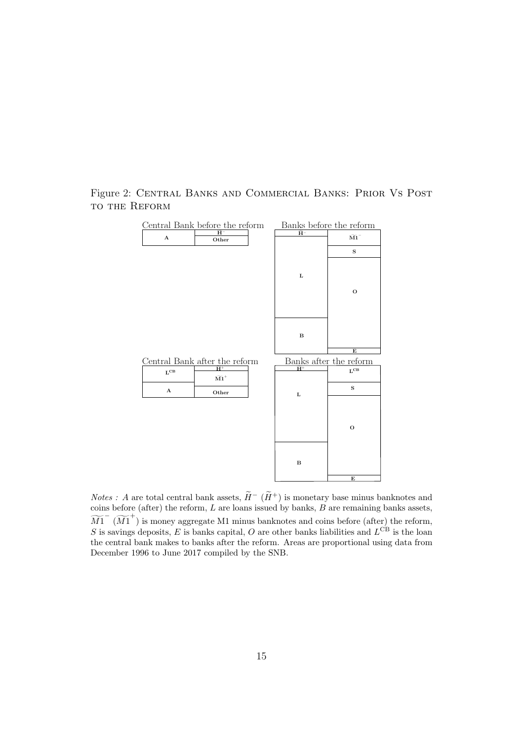Figure 2: Central Banks and Commercial Banks: Prior Vs Post to the Reform

Central Bank before the reform

| A | $\mathbf{H^-}$ |
| --- | --- |
| | Other |

Banks before the reform

| $\mathbf{H^-}$ | $\widetilde{\mathbf{M1}}^-$ |
| --- | --- |
| L | S |
| | O |
| B | |
| | E |

Central Bank after the reform

| $\mathbf{L^{CB}}$ | $\mathbf{H^+}$ |
| --- | --- |
| | $\widetilde{\mathbf{M1}}^+$ |
| A | Other |

Banks after the reform

| $\mathbf{H^+}$ | $\mathbf{L^{CB}}$ |
| --- | --- |
| L | S |
| | O |
| B | |
| | E |

*Notes :* $A$ are total central bank assets, $\widetilde{H}^-$ ($\widetilde{H}^+$) is monetary base minus banknotes and coins before (after) the reform, $L$ are loans issued by banks, $B$ are remaining banks assets, $\widetilde{M1}^-$ ($\widetilde{M1}^+$) is money aggregate M1 minus banknotes and coins before (after) the reform, $S$ is savings deposits, $E$ is banks capital, $O$ are other banks liabilities and $L^{\text{CB}}$ is the loan the central bank makes to banks after the reform. Areas are proportional using data from December 1996 to June 2017 compiled by the SNB.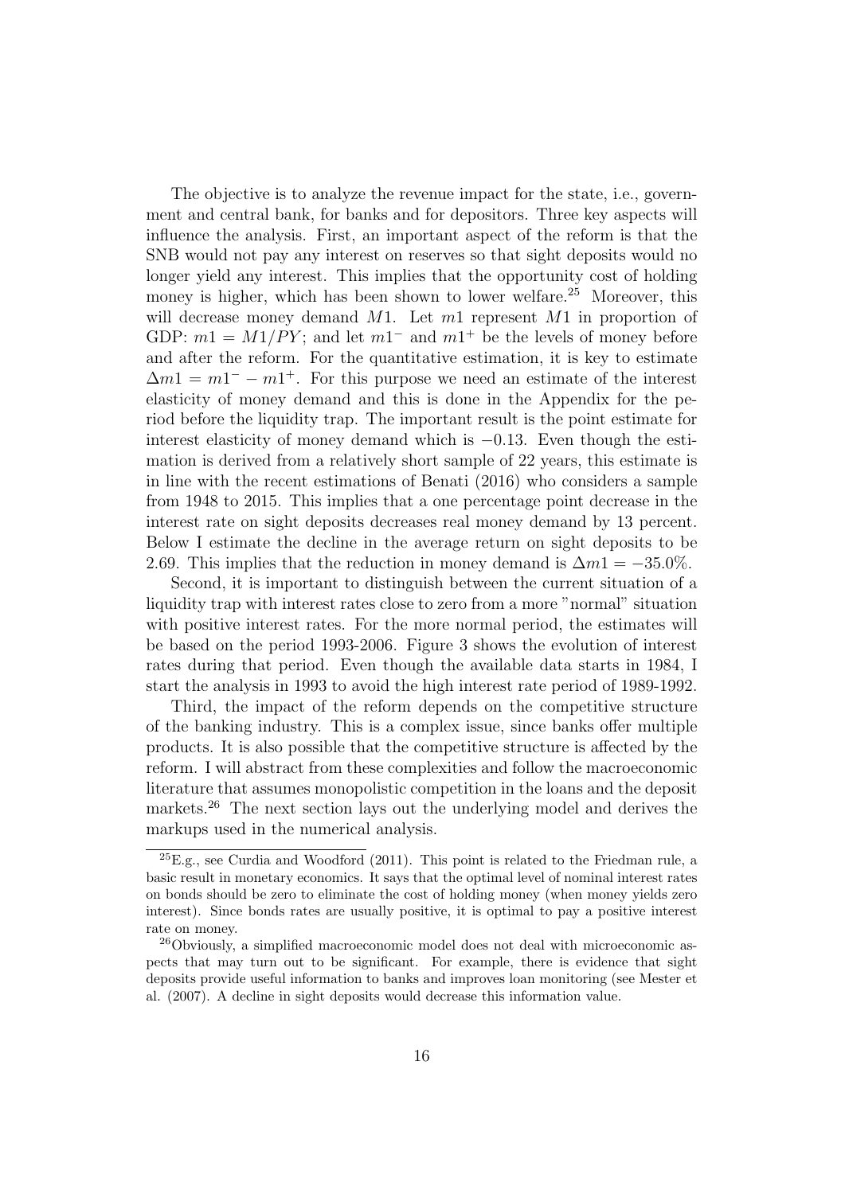The objective is to analyze the revenue impact for the state, i.e., government and central bank, for banks and for depositors. Three key aspects will influence the analysis. First, an important aspect of the reform is that the SNB would not pay any interest on reserves so that sight deposits would no longer yield any interest. This implies that the opportunity cost of holding money is higher, which has been shown to lower welfare.[25] Moreover, this will decrease money demand $M1$. Let $m1$ represent $M1$ in proportion of GDP: $m1 = M1/PY$; and let $m1^{-}$ and $m1^{+}$ be the levels of money before and after the reform. For the quantitative estimation, it is key to estimate $\Delta m1 = m1^{-} - m1^{+}$. For this purpose we need an estimate of the interest elasticity of money demand and this is done in the Appendix for the period before the liquidity trap. The important result is the point estimate for interest elasticity of money demand which is $-0.13$. Even though the estimation is derived from a relatively short sample of 22 years, this estimate is in line with the recent estimations of Benati (2016) who considers a sample from 1948 to 2015. This implies that a one percentage point decrease in the interest rate on sight deposits decreases real money demand by 13 percent. Below I estimate the decline in the average return on sight deposits to be 2.69. This implies that the reduction in money demand is $\Delta m1 = -35.0\%$.

Second, it is important to distinguish between the current situation of a liquidity trap with interest rates close to zero from a more "normal" situation with positive interest rates. For the more normal period, the estimates will be based on the period 1993-2006. Figure 3 shows the evolution of interest rates during that period. Even though the available data starts in 1984, I start the analysis in 1993 to avoid the high interest rate period of 1989-1992.

Third, the impact of the reform depends on the competitive structure of the banking industry. This is a complex issue, since banks offer multiple products. It is also possible that the competitive structure is affected by the reform. I will abstract from these complexities and follow the macroeconomic literature that assumes monopolistic competition in the loans and the deposit markets.[26] The next section lays out the underlying model and derives the markups used in the numerical analysis.

---

[25] E.g., see Curdia and Woodford (2011). This point is related to the Friedman rule, a basic result in monetary economics. It says that the optimal level of nominal interest rates on bonds should be zero to eliminate the cost of holding money (when money yields zero interest). Since bonds rates are usually positive, it is optimal to pay a positive interest rate on money.

[26] Obviously, a simplified macroeconomic model does not deal with microeconomic aspects that may turn out to be significant. For example, there is evidence that sight deposits provide useful information to banks and improves loan monitoring (see Mester et al. (2007). A decline in sight deposits would decrease this information value.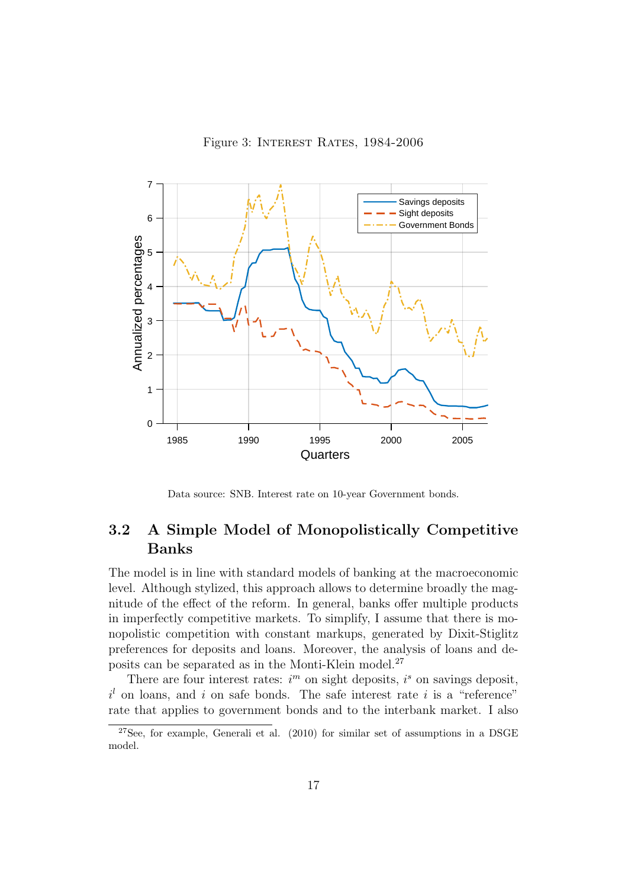Figure 3: Interest Rates, 1984-2006

Data source: SNB. Interest rate on 10-year Government bonds.

## 3.2 A Simple Model of Monopolistically Competitive Banks

The model is in line with standard models of banking at the macroeconomic level. Although stylized, this approach allows to determine broadly the magnitude of the effect of the reform. In general, banks offer multiple products in imperfectly competitive markets. To simplify, I assume that there is monopolistic competition with constant markups, generated by Dixit-Stiglitz preferences for deposits and loans. Moreover, the analysis of loans and deposits can be separated as in the Monti-Klein model.[27]

There are four interest rates: $i^m$ on sight deposits, $i^s$ on savings deposit, $i^l$ on loans, and $i$ on safe bonds. The safe interest rate $i$ is a "reference" rate that applies to government bonds and to the interbank market. I also

[27]See, for example, Generali et al. (2010) for similar set of assumptions in a DSGE model.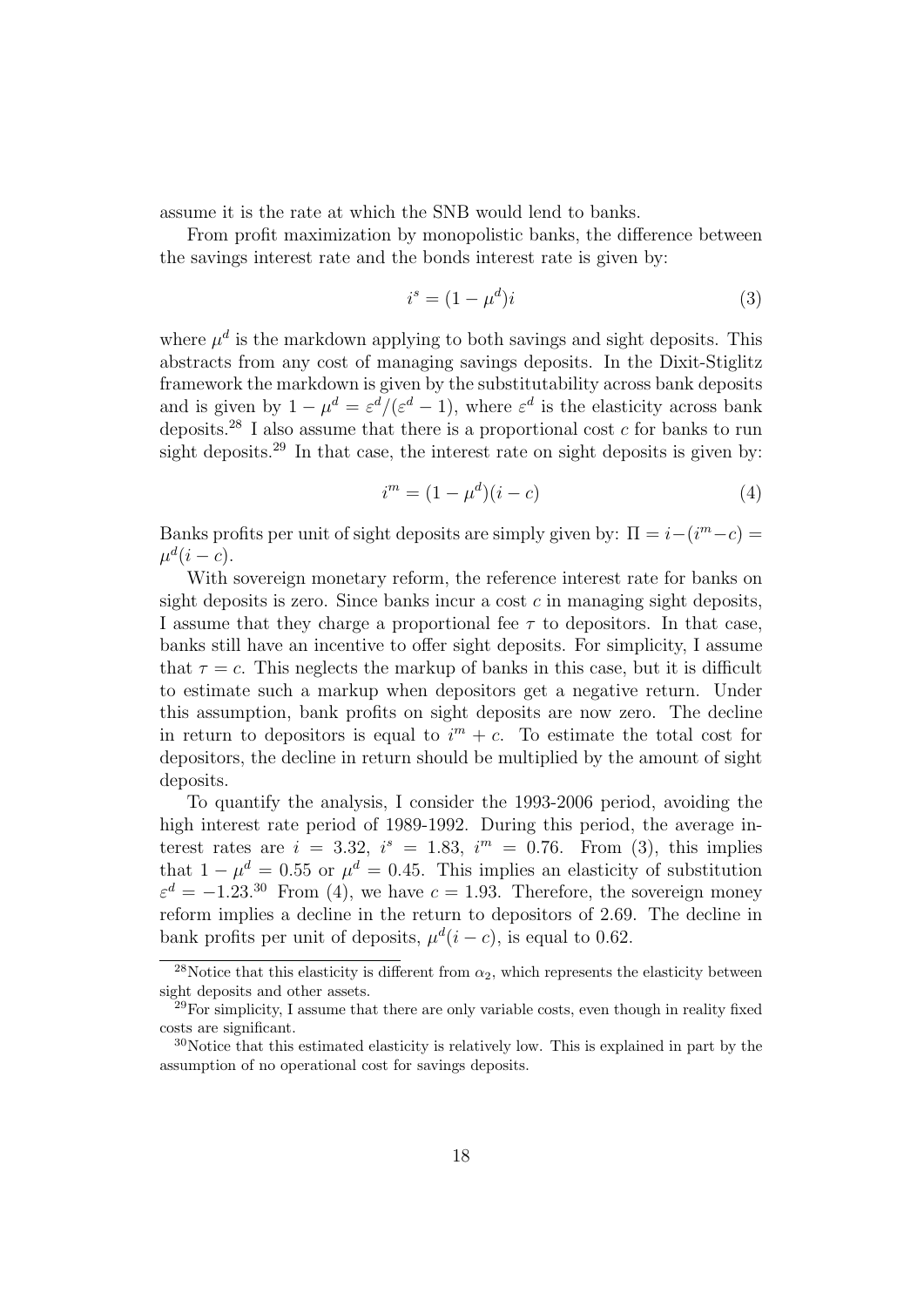assume it is the rate at which the SNB would lend to banks.

From profit maximization by monopolistic banks, the difference between the savings interest rate and the bonds interest rate is given by:

$$i^s = (1 - \mu^d)i \tag{3}$$

where $\mu^d$ is the markdown applying to both savings and sight deposits. This abstracts from any cost of managing savings deposits. In the Dixit-Stiglitz framework the markdown is given by the substitutability across bank deposits and is given by $1 - \mu^d = \varepsilon^d/(\varepsilon^d - 1)$, where $\varepsilon^d$ is the elasticity across bank deposits.[28] I also assume that there is a proportional cost $c$ for banks to run sight deposits.[29] In that case, the interest rate on sight deposits is given by:

$$i^m = (1 - \mu^d)(i - c) \tag{4}$$

Banks profits per unit of sight deposits are simply given by: $\Pi = i - (i^m - c) = \mu^d(i - c)$.

With sovereign monetary reform, the reference interest rate for banks on sight deposits is zero. Since banks incur a cost $c$ in managing sight deposits, I assume that they charge a proportional fee $\tau$ to depositors. In that case, banks still have an incentive to offer sight deposits. For simplicity, I assume that $\tau = c$. This neglects the markup of banks in this case, but it is difficult to estimate such a markup when depositors get a negative return. Under this assumption, bank profits on sight deposits are now zero. The decline in return to depositors is equal to $i^m + c$. To estimate the total cost for depositors, the decline in return should be multiplied by the amount of sight deposits.

To quantify the analysis, I consider the 1993-2006 period, avoiding the high interest rate period of 1989-1992. During this period, the average interest rates are $i = 3.32$, $i^s = 1.83$, $i^m = 0.76$. From (3), this implies that $1 - \mu^d = 0.55$ or $\mu^d = 0.45$. This implies an elasticity of substitution $\varepsilon^d = -1.23$.[30] From (4), we have $c = 1.93$. Therefore, the sovereign money reform implies a decline in the return to depositors of 2.69. The decline in bank profits per unit of deposits, $\mu^d(i - c)$, is equal to 0.62.

---

[28] Notice that this elasticity is different from $\alpha_2$, which represents the elasticity between sight deposits and other assets.

[29] For simplicity, I assume that there are only variable costs, even though in reality fixed costs are significant.

[30] Notice that this estimated elasticity is relatively low. This is explained in part by the assumption of no operational cost for savings deposits.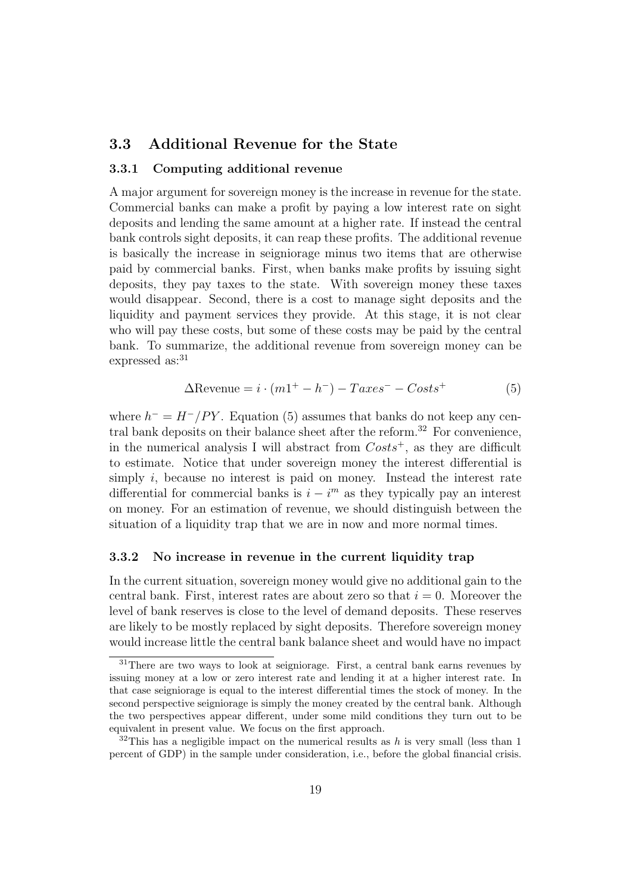## 3.3 Additional Revenue for the State

### 3.3.1 Computing additional revenue

A major argument for sovereign money is the increase in revenue for the state. Commercial banks can make a profit by paying a low interest rate on sight deposits and lending the same amount at a higher rate. If instead the central bank controls sight deposits, it can reap these profits. The additional revenue is basically the increase in seigniorage minus two items that are otherwise paid by commercial banks. First, when banks make profits by issuing sight deposits, they pay taxes to the state. With sovereign money these taxes would disappear. Second, there is a cost to manage sight deposits and the liquidity and payment services they provide. At this stage, it is not clear who will pay these costs, but some of these costs may be paid by the central bank. To summarize, the additional revenue from sovereign money can be expressed as:[31]

$$\Delta\text{Revenue} = i \cdot (m1^{+} - h^{-}) - Taxes^{-} - Costs^{+} \tag{5}$$

where $h^{-} = H^{-}/PY$. Equation (5) assumes that banks do not keep any central bank deposits on their balance sheet after the reform.[32] For convenience, in the numerical analysis I will abstract from $Costs^{+}$, as they are difficult to estimate. Notice that under sovereign money the interest differential is simply $i$, because no interest is paid on money. Instead the interest rate differential for commercial banks is $i - i^{m}$ as they typically pay an interest on money. For an estimation of revenue, we should distinguish between the situation of a liquidity trap that we are in now and more normal times.

### 3.3.2 No increase in revenue in the current liquidity trap

In the current situation, sovereign money would give no additional gain to the central bank. First, interest rates are about zero so that $i = 0$. Moreover the level of bank reserves is close to the level of demand deposits. These reserves are likely to be mostly replaced by sight deposits. Therefore sovereign money would increase little the central bank balance sheet and would have no impact

---

[31] There are two ways to look at seigniorage. First, a central bank earns revenues by issuing money at a low or zero interest rate and lending it at a higher interest rate. In that case seigniorage is equal to the interest differential times the stock of money. In the second perspective seigniorage is simply the money created by the central bank. Although the two perspectives appear different, under some mild conditions they turn out to be equivalent in present value. We focus on the first approach.

[32] This has a negligible impact on the numerical results as $h$ is very small (less than 1 percent of GDP) in the sample under consideration, i.e., before the global financial crisis.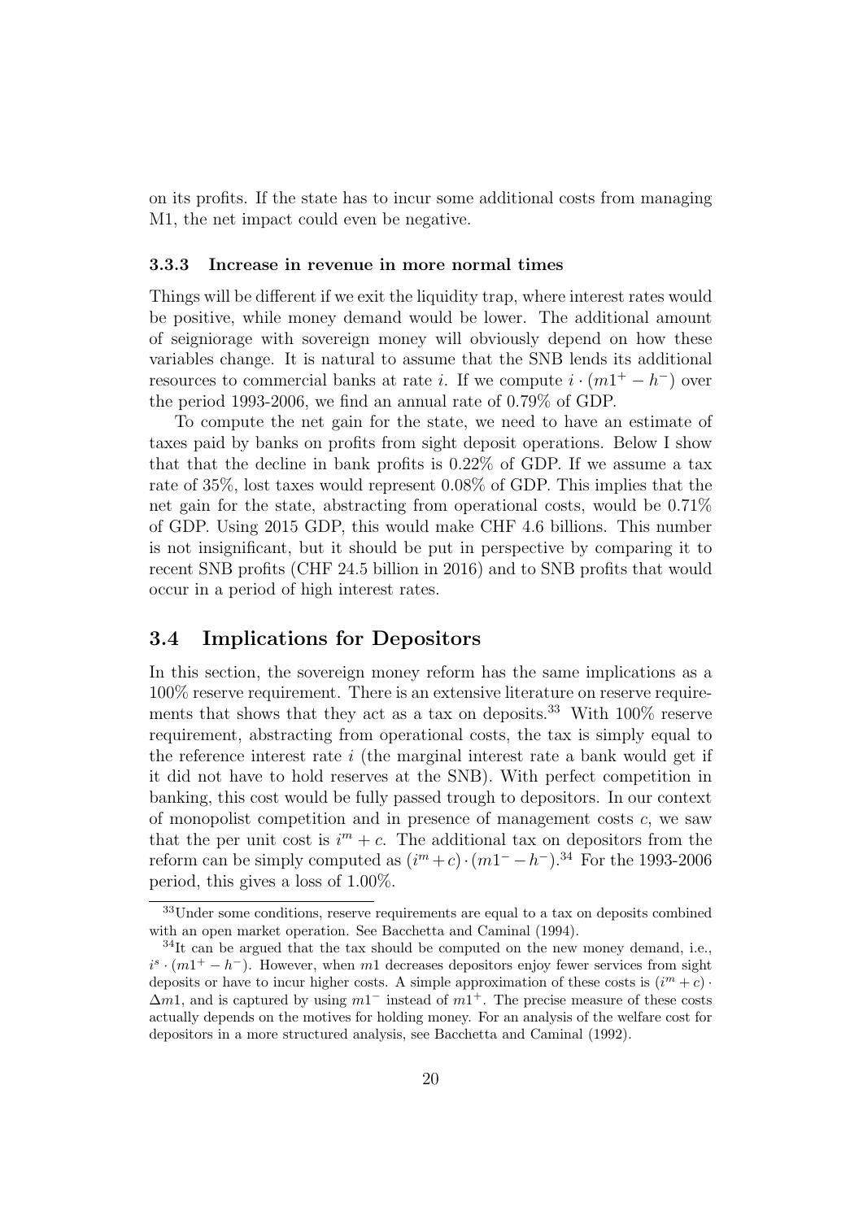on its profits. If the state has to incur some additional costs from managing M1, the net impact could even be negative.

### 3.3.3 Increase in revenue in more normal times

Things will be different if we exit the liquidity trap, where interest rates would be positive, while money demand would be lower. The additional amount of seigniorage with sovereign money will obviously depend on how these variables change. It is natural to assume that the SNB lends its additional resources to commercial banks at rate $i$. If we compute $i \cdot (m1^{+} - h^{-})$ over the period 1993-2006, we find an annual rate of 0.79% of GDP.

To compute the net gain for the state, we need to have an estimate of taxes paid by banks on profits from sight deposit operations. Below I show that that the decline in bank profits is 0.22% of GDP. If we assume a tax rate of 35%, lost taxes would represent 0.08% of GDP. This implies that the net gain for the state, abstracting from operational costs, would be 0.71% of GDP. Using 2015 GDP, this would make CHF 4.6 billions. This number is not insignificant, but it should be put in perspective by comparing it to recent SNB profits (CHF 24.5 billion in 2016) and to SNB profits that would occur in a period of high interest rates.

## 3.4 Implications for Depositors

In this section, the sovereign money reform has the same implications as a 100% reserve requirement. There is an extensive literature on reserve requirements that shows that they act as a tax on deposits.[33] With 100% reserve requirement, abstracting from operational costs, the tax is simply equal to the reference interest rate $i$ (the marginal interest rate a bank would get if it did not have to hold reserves at the SNB). With perfect competition in banking, this cost would be fully passed trough to depositors. In our context of monopolist competition and in presence of management costs $c$, we saw that the per unit cost is $i^{m} + c$. The additional tax on depositors from the reform can be simply computed as $(i^{m} + c) \cdot (m1^{-} - h^{-})$.[34] For the 1993-2006 period, this gives a loss of 1.00%.

[33] Under some conditions, reserve requirements are equal to a tax on deposits combined with an open market operation. See Bacchetta and Caminal (1994).

[34] It can be argued that the tax should be computed on the new money demand, i.e., $i^{s} \cdot (m1^{+} - h^{-})$. However, when $m1$ decreases depositors enjoy fewer services from sight deposits or have to incur higher costs. A simple approximation of these costs is $(i^{m} + c) \cdot \Delta m1$, and is captured by using $m1^{-}$ instead of $m1^{+}$. The precise measure of these costs actually depends on the motives for holding money. For an analysis of the welfare cost for depositors in a more structured analysis, see Bacchetta and Caminal (1992).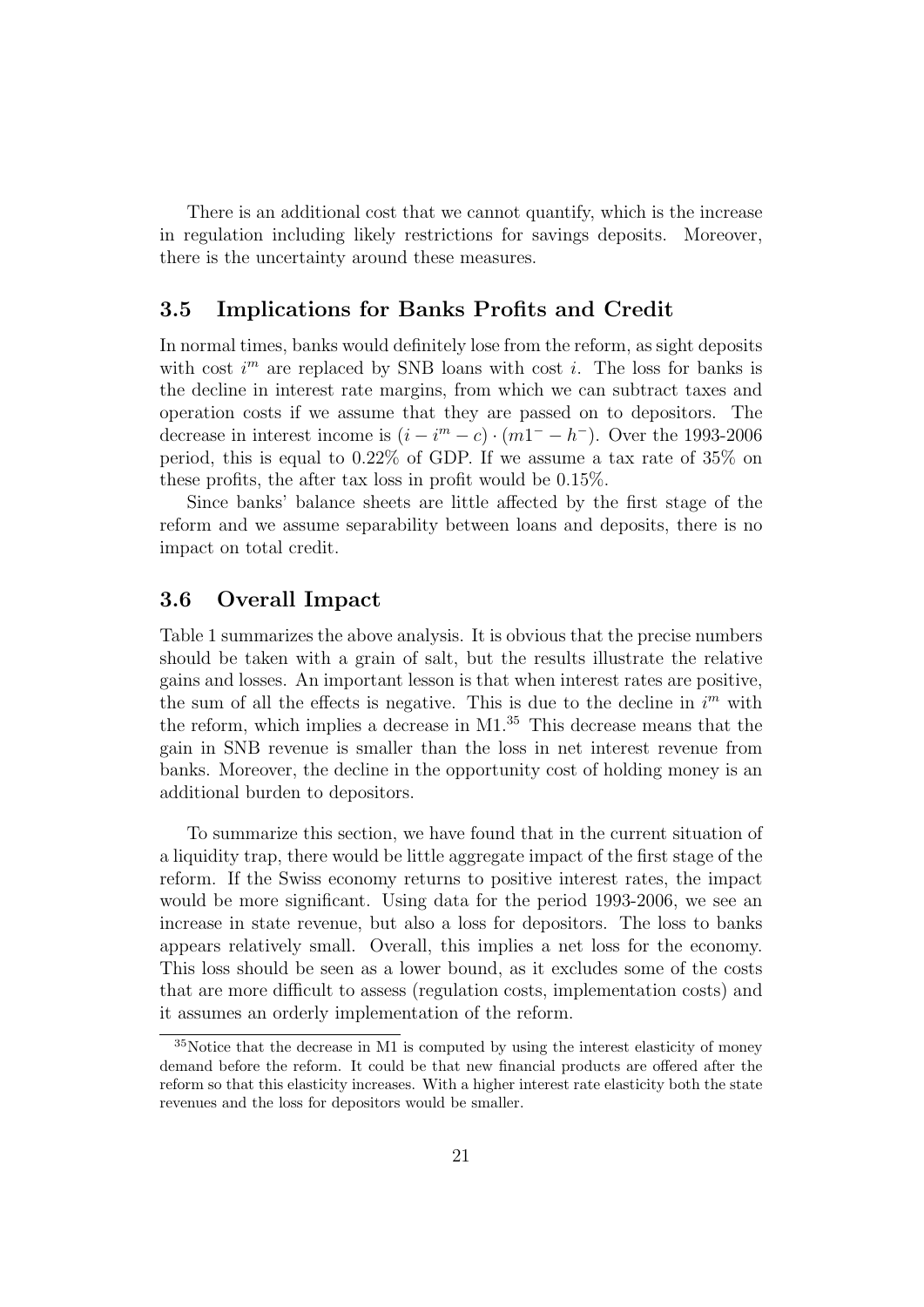There is an additional cost that we cannot quantify, which is the increase in regulation including likely restrictions for savings deposits. Moreover, there is the uncertainty around these measures.

### 3.5 Implications for Banks Profits and Credit

In normal times, banks would definitely lose from the reform, as sight deposits with cost $i^m$ are replaced by SNB loans with cost $i$. The loss for banks is the decline in interest rate margins, from which we can subtract taxes and operation costs if we assume that they are passed on to depositors. The decrease in interest income is $(i - i^m - c) \cdot (m1^- - h^-)$. Over the 1993-2006 period, this is equal to 0.22% of GDP. If we assume a tax rate of 35% on these profits, the after tax loss in profit would be 0.15%.

Since banks' balance sheets are little affected by the first stage of the reform and we assume separability between loans and deposits, there is no impact on total credit.

### 3.6 Overall Impact

Table 1 summarizes the above analysis. It is obvious that the precise numbers should be taken with a grain of salt, but the results illustrate the relative gains and losses. An important lesson is that when interest rates are positive, the sum of all the effects is negative. This is due to the decline in $i^m$ with the reform, which implies a decrease in M1.[35] This decrease means that the gain in SNB revenue is smaller than the loss in net interest revenue from banks. Moreover, the decline in the opportunity cost of holding money is an additional burden to depositors.

To summarize this section, we have found that in the current situation of a liquidity trap, there would be little aggregate impact of the first stage of the reform. If the Swiss economy returns to positive interest rates, the impact would be more significant. Using data for the period 1993-2006, we see an increase in state revenue, but also a loss for depositors. The loss to banks appears relatively small. Overall, this implies a net loss for the economy. This loss should be seen as a lower bound, as it excludes some of the costs that are more difficult to assess (regulation costs, implementation costs) and it assumes an orderly implementation of the reform.

[35] Notice that the decrease in M1 is computed by using the interest elasticity of money demand before the reform. It could be that new financial products are offered after the reform so that this elasticity increases. With a higher interest rate elasticity both the state revenues and the loss for depositors would be smaller.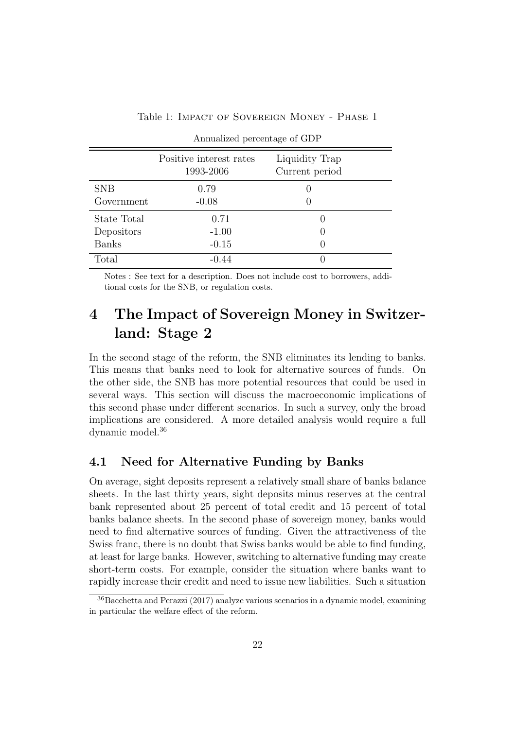Table 1: Impact of Sovereign Money - Phase 1

Annualized percentage of GDP

| | Positive interest rates 1993-2006 | Liquidity Trap Current period |
|---|---|---|
| SNB | 0.79 | 0 |
| Government | -0.08 | 0 |
| State Total | 0.71 | 0 |
| Depositors | -1.00 | 0 |
| Banks | -0.15 | 0 |
| Total | -0.44 | 0 |

Notes : See text for a description. Does not include cost to borrowers, additional costs for the SNB, or regulation costs.

# 4 The Impact of Sovereign Money in Switzerland: Stage 2

In the second stage of the reform, the SNB eliminates its lending to banks. This means that banks need to look for alternative sources of funds. On the other side, the SNB has more potential resources that could be used in several ways. This section will discuss the macroeconomic implications of this second phase under different scenarios. In such a survey, only the broad implications are considered. A more detailed analysis would require a full dynamic model.[36]

## 4.1 Need for Alternative Funding by Banks

On average, sight deposits represent a relatively small share of banks balance sheets. In the last thirty years, sight deposits minus reserves at the central bank represented about 25 percent of total credit and 15 percent of total banks balance sheets. In the second phase of sovereign money, banks would need to find alternative sources of funding. Given the attractiveness of the Swiss franc, there is no doubt that Swiss banks would be able to find funding, at least for large banks. However, switching to alternative funding may create short-term costs. For example, consider the situation where banks want to rapidly increase their credit and need to issue new liabilities. Such a situation

[36] Bacchetta and Perazzi (2017) analyze various scenarios in a dynamic model, examining in particular the welfare effect of the reform.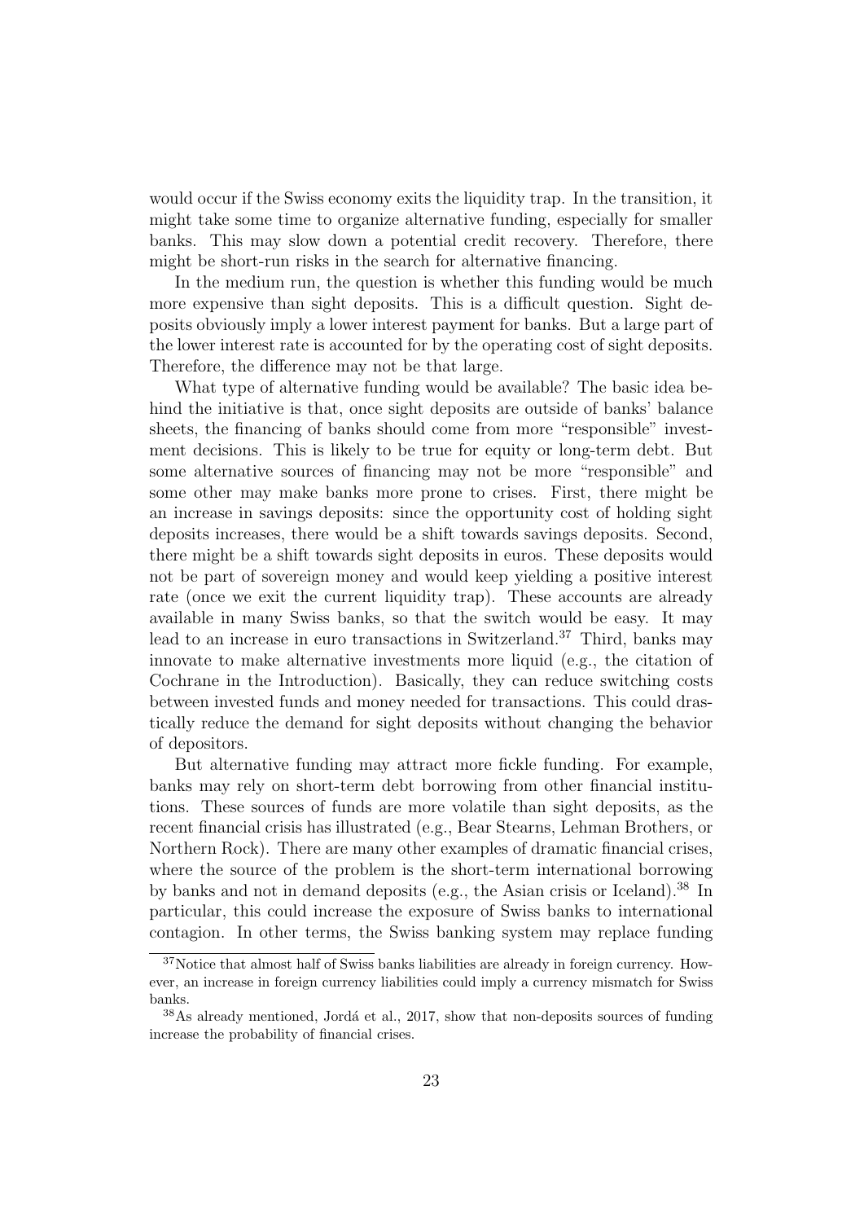would occur if the Swiss economy exits the liquidity trap. In the transition, it might take some time to organize alternative funding, especially for smaller banks. This may slow down a potential credit recovery. Therefore, there might be short-run risks in the search for alternative financing.

In the medium run, the question is whether this funding would be much more expensive than sight deposits. This is a difficult question. Sight deposits obviously imply a lower interest payment for banks. But a large part of the lower interest rate is accounted for by the operating cost of sight deposits. Therefore, the difference may not be that large.

What type of alternative funding would be available? The basic idea behind the initiative is that, once sight deposits are outside of banks' balance sheets, the financing of banks should come from more "responsible" investment decisions. This is likely to be true for equity or long-term debt. But some alternative sources of financing may not be more "responsible" and some other may make banks more prone to crises. First, there might be an increase in savings deposits: since the opportunity cost of holding sight deposits increases, there would be a shift towards savings deposits. Second, there might be a shift towards sight deposits in euros. These deposits would not be part of sovereign money and would keep yielding a positive interest rate (once we exit the current liquidity trap). These accounts are already available in many Swiss banks, so that the switch would be easy. It may lead to an increase in euro transactions in Switzerland.[37] Third, banks may innovate to make alternative investments more liquid (e.g., the citation of Cochrane in the Introduction). Basically, they can reduce switching costs between invested funds and money needed for transactions. This could drastically reduce the demand for sight deposits without changing the behavior of depositors.

But alternative funding may attract more fickle funding. For example, banks may rely on short-term debt borrowing from other financial institutions. These sources of funds are more volatile than sight deposits, as the recent financial crisis has illustrated (e.g., Bear Stearns, Lehman Brothers, or Northern Rock). There are many other examples of dramatic financial crises, where the source of the problem is the short-term international borrowing by banks and not in demand deposits (e.g., the Asian crisis or Iceland).[38] In particular, this could increase the exposure of Swiss banks to international contagion. In other terms, the Swiss banking system may replace funding

[37] Notice that almost half of Swiss banks liabilities are already in foreign currency. However, an increase in foreign currency liabilities could imply a currency mismatch for Swiss banks.

[38] As already mentioned, Jordá et al., 2017, show that non-deposits sources of funding increase the probability of financial crises.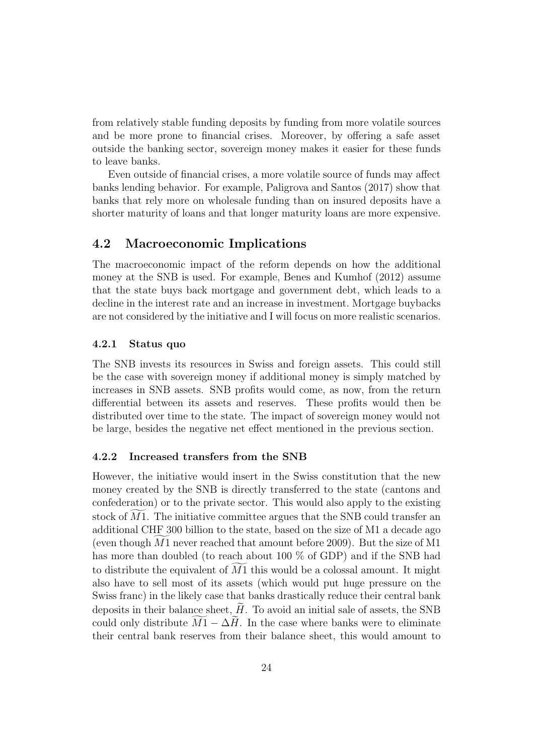from relatively stable funding deposits by funding from more volatile sources and be more prone to financial crises. Moreover, by offering a safe asset outside the banking sector, sovereign money makes it easier for these funds to leave banks.

Even outside of financial crises, a more volatile source of funds may affect banks lending behavior. For example, Paligrova and Santos (2017) show that banks that rely more on wholesale funding than on insured deposits have a shorter maturity of loans and that longer maturity loans are more expensive.

## 4.2 Macroeconomic Implications

The macroeconomic impact of the reform depends on how the additional money at the SNB is used. For example, Benes and Kumhof (2012) assume that the state buys back mortgage and government debt, which leads to a decline in the interest rate and an increase in investment. Mortgage buybacks are not considered by the initiative and I will focus on more realistic scenarios.

### 4.2.1 Status quo

The SNB invests its resources in Swiss and foreign assets. This could still be the case with sovereign money if additional money is simply matched by increases in SNB assets. SNB profits would come, as now, from the return differential between its assets and reserves. These profits would then be distributed over time to the state. The impact of sovereign money would not be large, besides the negative net effect mentioned in the previous section.

### 4.2.2 Increased transfers from the SNB

However, the initiative would insert in the Swiss constitution that the new money created by the SNB is directly transferred to the state (cantons and confederation) or to the private sector. This would also apply to the existing stock of $\widetilde{M1}$. The initiative committee argues that the SNB could transfer an additional CHF 300 billion to the state, based on the size of M1 a decade ago (even though $\widetilde{M1}$ never reached that amount before 2009). But the size of M1 has more than doubled (to reach about 100 % of GDP) and if the SNB had to distribute the equivalent of $\widetilde{M1}$ this would be a colossal amount. It might also have to sell most of its assets (which would put huge pressure on the Swiss franc) in the likely case that banks drastically reduce their central bank deposits in their balance sheet, $\widetilde{H}$. To avoid an initial sale of assets, the SNB could only distribute $\widetilde{M1} - \Delta\widetilde{H}$. In the case where banks were to eliminate their central bank reserves from their balance sheet, this would amount to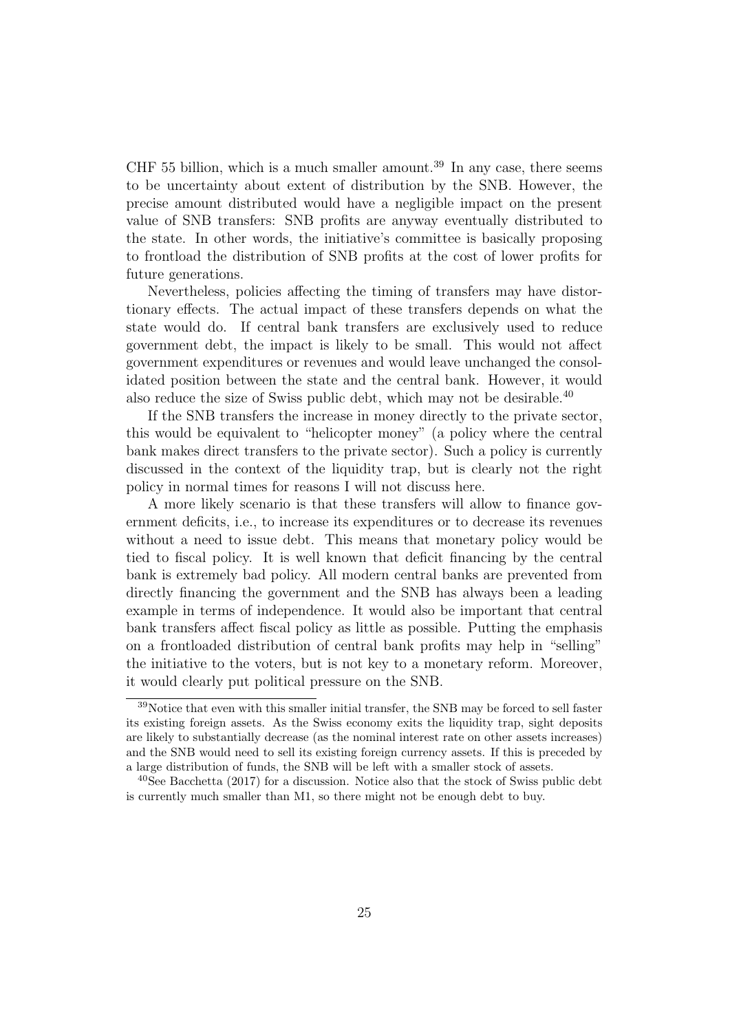CHF 55 billion, which is a much smaller amount.[39] In any case, there seems to be uncertainty about extent of distribution by the SNB. However, the precise amount distributed would have a negligible impact on the present value of SNB transfers: SNB profits are anyway eventually distributed to the state. In other words, the initiative's committee is basically proposing to frontload the distribution of SNB profits at the cost of lower profits for future generations.

Nevertheless, policies affecting the timing of transfers may have distortionary effects. The actual impact of these transfers depends on what the state would do. If central bank transfers are exclusively used to reduce government debt, the impact is likely to be small. This would not affect government expenditures or revenues and would leave unchanged the consolidated position between the state and the central bank. However, it would also reduce the size of Swiss public debt, which may not be desirable.[40]

If the SNB transfers the increase in money directly to the private sector, this would be equivalent to "helicopter money" (a policy where the central bank makes direct transfers to the private sector). Such a policy is currently discussed in the context of the liquidity trap, but is clearly not the right policy in normal times for reasons I will not discuss here.

A more likely scenario is that these transfers will allow to finance government deficits, i.e., to increase its expenditures or to decrease its revenues without a need to issue debt. This means that monetary policy would be tied to fiscal policy. It is well known that deficit financing by the central bank is extremely bad policy. All modern central banks are prevented from directly financing the government and the SNB has always been a leading example in terms of independence. It would also be important that central bank transfers affect fiscal policy as little as possible. Putting the emphasis on a frontloaded distribution of central bank profits may help in "selling" the initiative to the voters, but is not key to a monetary reform. Moreover, it would clearly put political pressure on the SNB.

[39] Notice that even with this smaller initial transfer, the SNB may be forced to sell faster its existing foreign assets. As the Swiss economy exits the liquidity trap, sight deposits are likely to substantially decrease (as the nominal interest rate on other assets increases) and the SNB would need to sell its existing foreign currency assets. If this is preceded by a large distribution of funds, the SNB will be left with a smaller stock of assets.

[40] See Bacchetta (2017) for a discussion. Notice also that the stock of Swiss public debt is currently much smaller than M1, so there might not be enough debt to buy.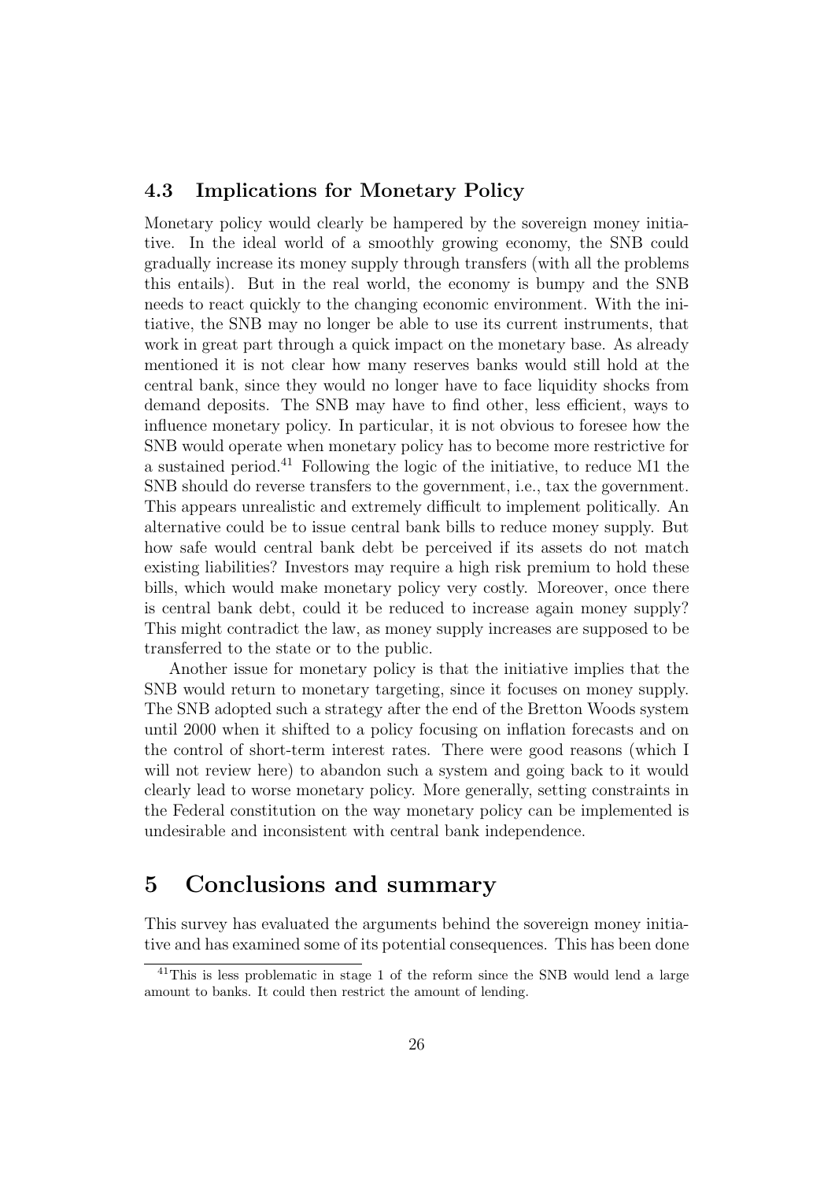### 4.3 Implications for Monetary Policy

Monetary policy would clearly be hampered by the sovereign money initiative. In the ideal world of a smoothly growing economy, the SNB could gradually increase its money supply through transfers (with all the problems this entails). But in the real world, the economy is bumpy and the SNB needs to react quickly to the changing economic environment. With the initiative, the SNB may no longer be able to use its current instruments, that work in great part through a quick impact on the monetary base. As already mentioned it is not clear how many reserves banks would still hold at the central bank, since they would no longer have to face liquidity shocks from demand deposits. The SNB may have to find other, less efficient, ways to influence monetary policy. In particular, it is not obvious to foresee how the SNB would operate when monetary policy has to become more restrictive for a sustained period.[41] Following the logic of the initiative, to reduce M1 the SNB should do reverse transfers to the government, i.e., tax the government. This appears unrealistic and extremely difficult to implement politically. An alternative could be to issue central bank bills to reduce money supply. But how safe would central bank debt be perceived if its assets do not match existing liabilities? Investors may require a high risk premium to hold these bills, which would make monetary policy very costly. Moreover, once there is central bank debt, could it be reduced to increase again money supply? This might contradict the law, as money supply increases are supposed to be transferred to the state or to the public.

Another issue for monetary policy is that the initiative implies that the SNB would return to monetary targeting, since it focuses on money supply. The SNB adopted such a strategy after the end of the Bretton Woods system until 2000 when it shifted to a policy focusing on inflation forecasts and on the control of short-term interest rates. There were good reasons (which I will not review here) to abandon such a system and going back to it would clearly lead to worse monetary policy. More generally, setting constraints in the Federal constitution on the way monetary policy can be implemented is undesirable and inconsistent with central bank independence.

# 5 Conclusions and summary

This survey has evaluated the arguments behind the sovereign money initiative and has examined some of its potential consequences. This has been done

[41] This is less problematic in stage 1 of the reform since the SNB would lend a large amount to banks. It could then restrict the amount of lending.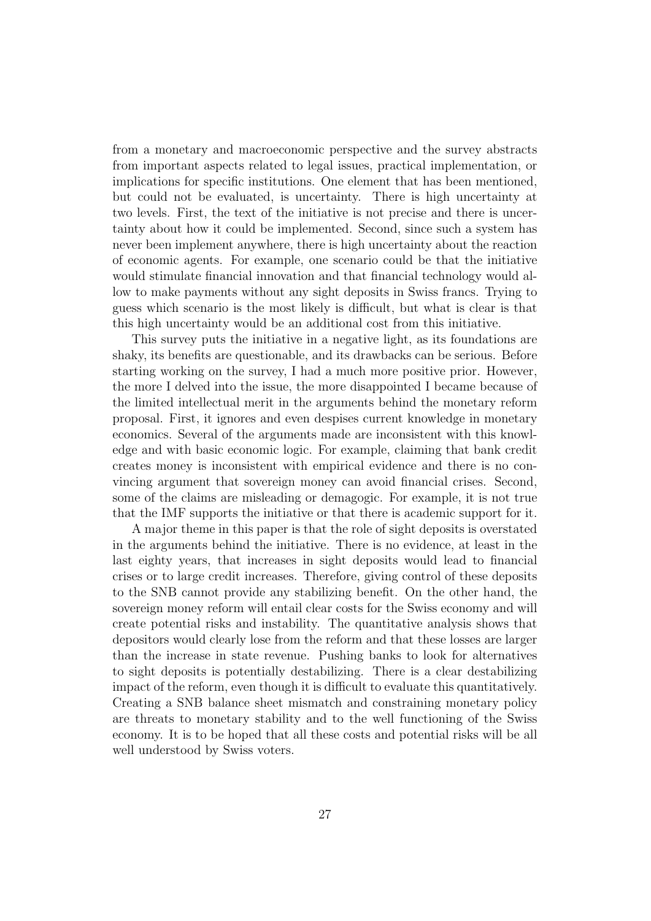from a monetary and macroeconomic perspective and the survey abstracts from important aspects related to legal issues, practical implementation, or implications for specific institutions. One element that has been mentioned, but could not be evaluated, is uncertainty. There is high uncertainty at two levels. First, the text of the initiative is not precise and there is uncertainty about how it could be implemented. Second, since such a system has never been implement anywhere, there is high uncertainty about the reaction of economic agents. For example, one scenario could be that the initiative would stimulate financial innovation and that financial technology would allow to make payments without any sight deposits in Swiss francs. Trying to guess which scenario is the most likely is difficult, but what is clear is that this high uncertainty would be an additional cost from this initiative.

This survey puts the initiative in a negative light, as its foundations are shaky, its benefits are questionable, and its drawbacks can be serious. Before starting working on the survey, I had a much more positive prior. However, the more I delved into the issue, the more disappointed I became because of the limited intellectual merit in the arguments behind the monetary reform proposal. First, it ignores and even despises current knowledge in monetary economics. Several of the arguments made are inconsistent with this knowledge and with basic economic logic. For example, claiming that bank credit creates money is inconsistent with empirical evidence and there is no convincing argument that sovereign money can avoid financial crises. Second, some of the claims are misleading or demagogic. For example, it is not true that the IMF supports the initiative or that there is academic support for it.

A major theme in this paper is that the role of sight deposits is overstated in the arguments behind the initiative. There is no evidence, at least in the last eighty years, that increases in sight deposits would lead to financial crises or to large credit increases. Therefore, giving control of these deposits to the SNB cannot provide any stabilizing benefit. On the other hand, the sovereign money reform will entail clear costs for the Swiss economy and will create potential risks and instability. The quantitative analysis shows that depositors would clearly lose from the reform and that these losses are larger than the increase in state revenue. Pushing banks to look for alternatives to sight deposits is potentially destabilizing. There is a clear destabilizing impact of the reform, even though it is difficult to evaluate this quantitatively. Creating a SNB balance sheet mismatch and constraining monetary policy are threats to monetary stability and to the well functioning of the Swiss economy. It is to be hoped that all these costs and potential risks will be all well understood by Swiss voters.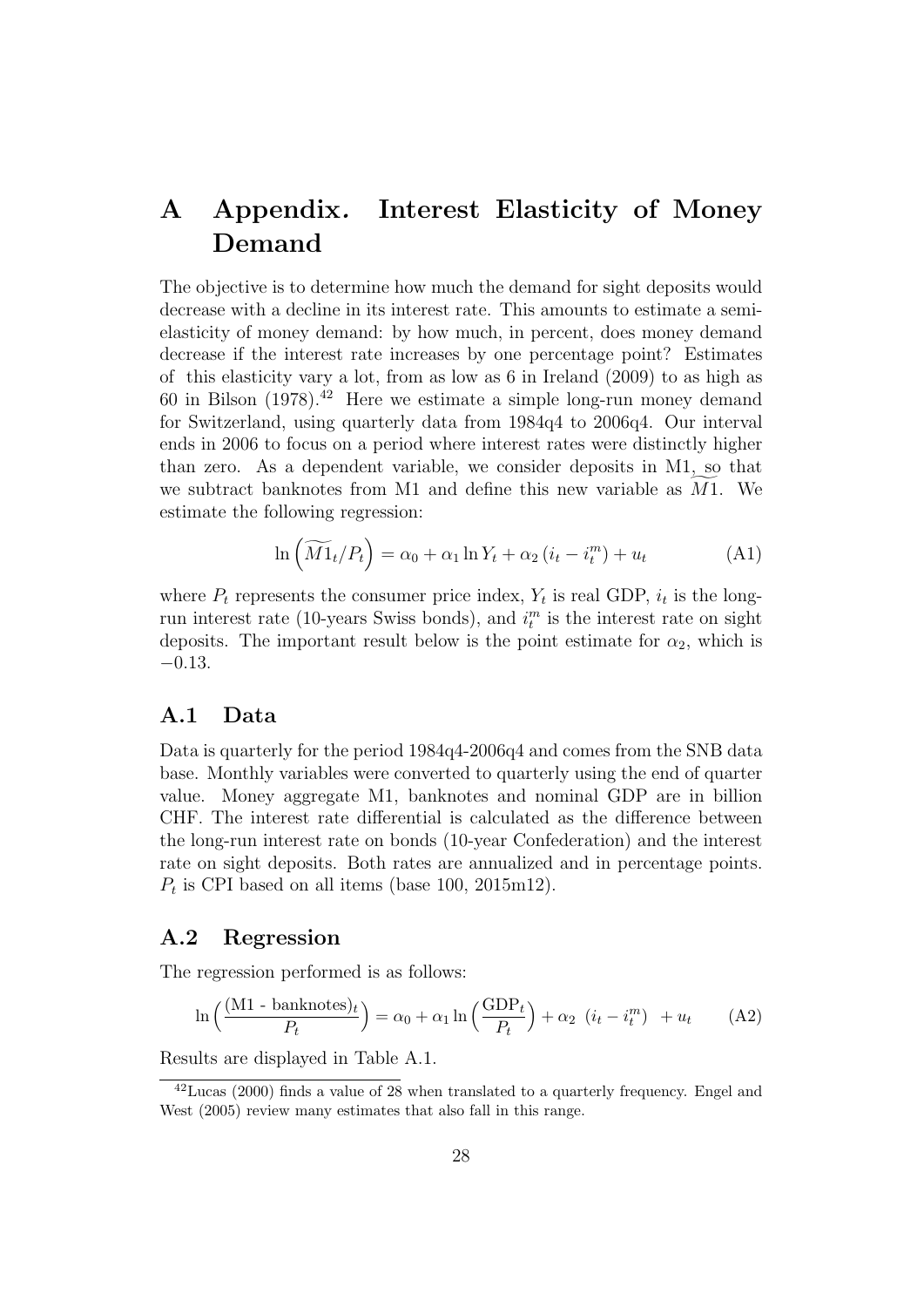# A Appendix. Interest Elasticity of Money Demand

The objective is to determine how much the demand for sight deposits would decrease with a decline in its interest rate. This amounts to estimate a semi-elasticity of money demand: by how much, in percent, does money demand decrease if the interest rate increases by one percentage point? Estimates of this elasticity vary a lot, from as low as 6 in Ireland (2009) to as high as 60 in Bilson (1978).[42] Here we estimate a simple long-run money demand for Switzerland, using quarterly data from 1984q4 to 2006q4. Our interval ends in 2006 to focus on a period where interest rates were distinctly higher than zero. As a dependent variable, we consider deposits in M1, so that we subtract banknotes from M1 and define this new variable as $\widetilde{M1}$. We estimate the following regression:

$$\ln\left(\widetilde{M1}_t/P_t\right) = \alpha_0 + \alpha_1 \ln Y_t + \alpha_2 \left(i_t - i_t^m\right) + u_t \tag{A1}$$

where $P_t$ represents the consumer price index, $Y_t$ is real GDP, $i_t$ is the long-run interest rate (10-years Swiss bonds), and $i_t^m$ is the interest rate on sight deposits. The important result below is the point estimate for $\alpha_2$, which is $-0.13$.

## A.1 Data

Data is quarterly for the period 1984q4-2006q4 and comes from the SNB data base. Monthly variables were converted to quarterly using the end of quarter value. Money aggregate M1, banknotes and nominal GDP are in billion CHF. The interest rate differential is calculated as the difference between the long-run interest rate on bonds (10-year Confederation) and the interest rate on sight deposits. Both rates are annualized and in percentage points. $P_t$ is CPI based on all items (base 100, 2015m12).

## A.2 Regression

The regression performed is as follows:

$$\ln\left(\frac{(\text{M1 - banknotes})_t}{P_t}\right) = \alpha_0 + \alpha_1 \ln\left(\frac{\text{GDP}_t}{P_t}\right) + \alpha_2 \ \left(i_t - i_t^m\right) \ + u_t \tag{A2}$$

Results are displayed in Table A.1.

[42] Lucas (2000) finds a value of 28 when translated to a quarterly frequency. Engel and West (2005) review many estimates that also fall in this range.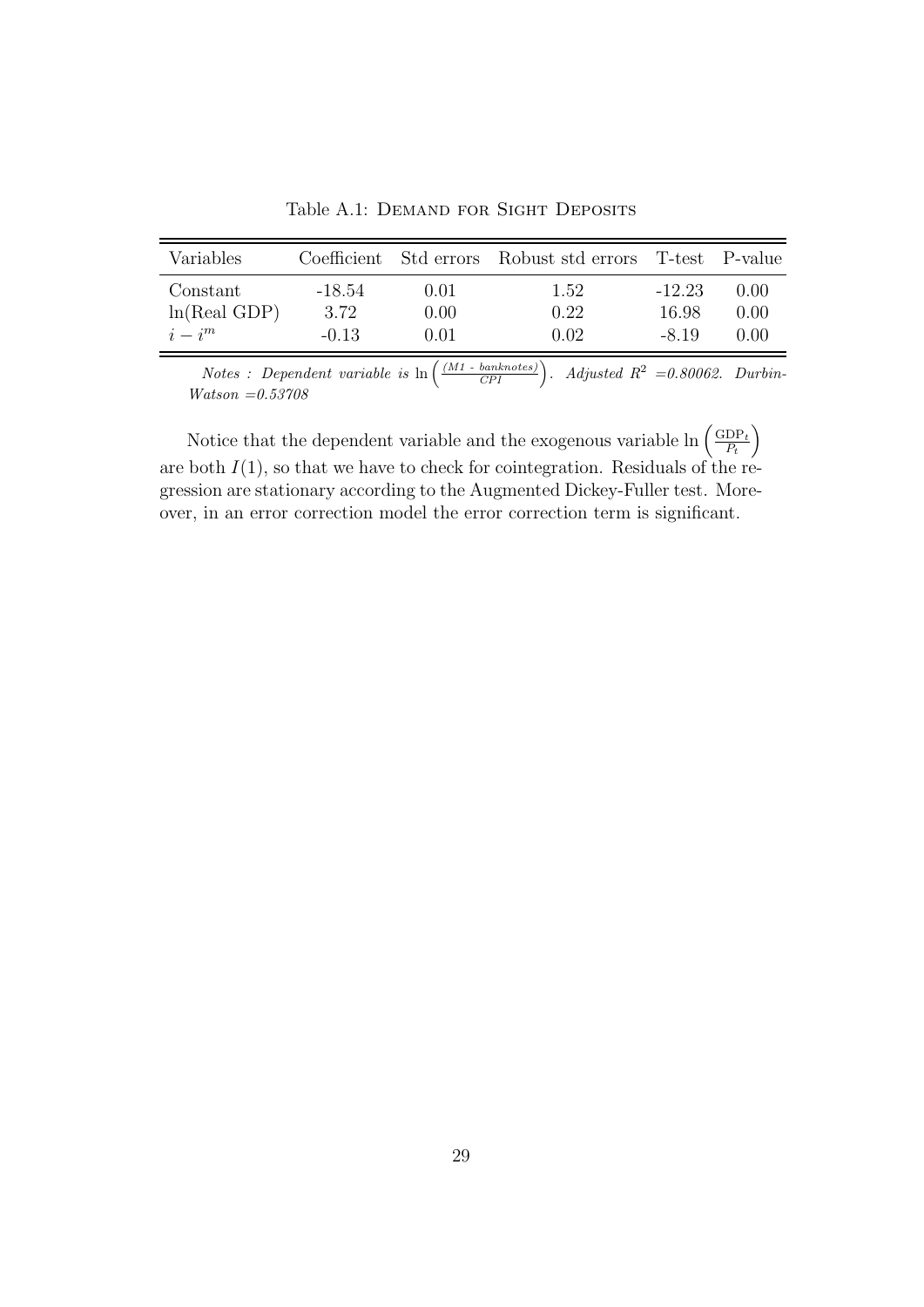Table A.1: Demand for Sight Deposits

| Variables | Coefficient | Std errors | Robust std errors | T-test | P-value |
|---|---|---|---|---|---|
| Constant | -18.54 | 0.01 | 1.52 | -12.23 | 0.00 |
| ln(Real GDP) | 3.72 | 0.00 | 0.22 | 16.98 | 0.00 |
| $i - i^m$ | -0.13 | 0.01 | 0.02 | -8.19 | 0.00 |

*Notes : Dependent variable is* $\ln\left(\frac{(M1 \text{ - banknotes})}{CPI}\right)$. *Adjusted* $R^2$ *=0.80062. Durbin-Watson =0.53708*

Notice that the dependent variable and the exogenous variable $\ln\left(\frac{\text{GDP}_t}{P_t}\right)$ are both $I(1)$, so that we have to check for cointegration. Residuals of the regression are stationary according to the Augmented Dickey-Fuller test. Moreover, in an error correction model the error correction term is significant.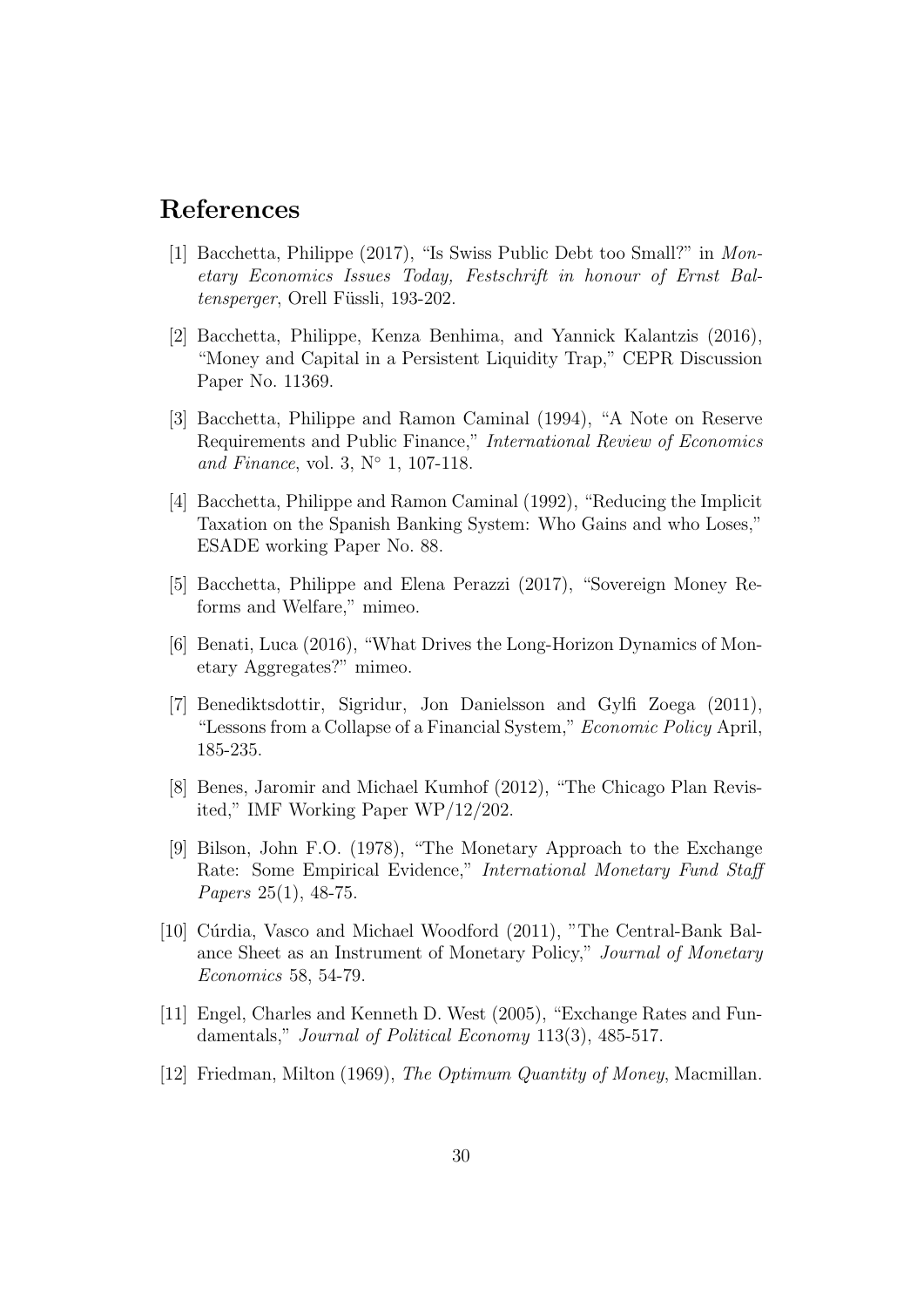## References

[1] Bacchetta, Philippe (2017), "Is Swiss Public Debt too Small?" in *Monetary Economics Issues Today, Festschrift in honour of Ernst Baltensperger*, Orell Füssli, 193-202.

[2] Bacchetta, Philippe, Kenza Benhima, and Yannick Kalantzis (2016), "Money and Capital in a Persistent Liquidity Trap," CEPR Discussion Paper No. 11369.

[3] Bacchetta, Philippe and Ramon Caminal (1994), "A Note on Reserve Requirements and Public Finance," *International Review of Economics and Finance*, vol. 3, N° 1, 107-118.

[4] Bacchetta, Philippe and Ramon Caminal (1992), "Reducing the Implicit Taxation on the Spanish Banking System: Who Gains and who Loses," ESADE working Paper No. 88.

[5] Bacchetta, Philippe and Elena Perazzi (2017), "Sovereign Money Reforms and Welfare," mimeo.

[6] Benati, Luca (2016), "What Drives the Long-Horizon Dynamics of Monetary Aggregates?" mimeo.

[7] Benediktsdottir, Sigridur, Jon Danielsson and Gylfi Zoega (2011), "Lessons from a Collapse of a Financial System," *Economic Policy* April, 185-235.

[8] Benes, Jaromir and Michael Kumhof (2012), "The Chicago Plan Revisited," IMF Working Paper WP/12/202.

[9] Bilson, John F.O. (1978), "The Monetary Approach to the Exchange Rate: Some Empirical Evidence," *International Monetary Fund Staff Papers* 25(1), 48-75.

[10] Cúrdia, Vasco and Michael Woodford (2011), "The Central-Bank Balance Sheet as an Instrument of Monetary Policy," *Journal of Monetary Economics* 58, 54-79.

[11] Engel, Charles and Kenneth D. West (2005), "Exchange Rates and Fundamentals," *Journal of Political Economy* 113(3), 485-517.

[12] Friedman, Milton (1969), *The Optimum Quantity of Money*, Macmillan.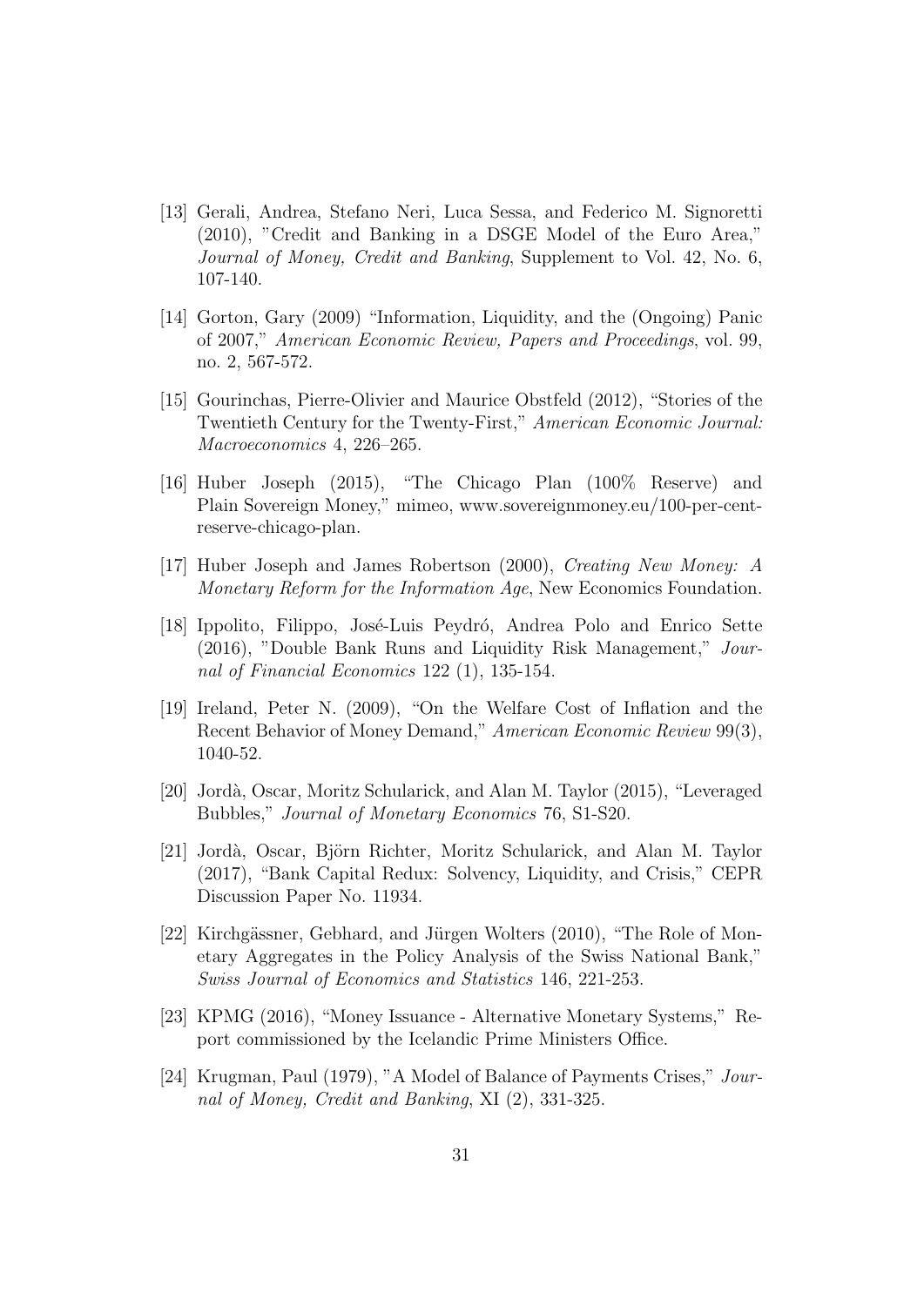[13] Gerali, Andrea, Stefano Neri, Luca Sessa, and Federico M. Signoretti (2010), "Credit and Banking in a DSGE Model of the Euro Area," *Journal of Money, Credit and Banking*, Supplement to Vol. 42, No. 6, 107-140.

[14] Gorton, Gary (2009) "Information, Liquidity, and the (Ongoing) Panic of 2007," *American Economic Review, Papers and Proceedings*, vol. 99, no. 2, 567-572.

[15] Gourinchas, Pierre-Olivier and Maurice Obstfeld (2012), "Stories of the Twentieth Century for the Twenty-First," *American Economic Journal: Macroeconomics* 4, 226–265.

[16] Huber Joseph (2015), "The Chicago Plan (100% Reserve) and Plain Sovereign Money," mimeo, www.sovereignmoney.eu/100-per-cent-reserve-chicago-plan.

[17] Huber Joseph and James Robertson (2000), *Creating New Money: A Monetary Reform for the Information Age*, New Economics Foundation.

[18] Ippolito, Filippo, José-Luis Peydró, Andrea Polo and Enrico Sette (2016), "Double Bank Runs and Liquidity Risk Management," *Journal of Financial Economics* 122 (1), 135-154.

[19] Ireland, Peter N. (2009), "On the Welfare Cost of Inflation and the Recent Behavior of Money Demand," *American Economic Review* 99(3), 1040-52.

[20] Jordà, Oscar, Moritz Schularick, and Alan M. Taylor (2015), "Leveraged Bubbles," *Journal of Monetary Economics* 76, S1-S20.

[21] Jordà, Oscar, Björn Richter, Moritz Schularick, and Alan M. Taylor (2017), "Bank Capital Redux: Solvency, Liquidity, and Crisis," CEPR Discussion Paper No. 11934.

[22] Kirchgässner, Gebhard, and Jürgen Wolters (2010), "The Role of Monetary Aggregates in the Policy Analysis of the Swiss National Bank," *Swiss Journal of Economics and Statistics* 146, 221-253.

[23] KPMG (2016), "Money Issuance - Alternative Monetary Systems," Report commissioned by the Icelandic Prime Ministers Office.

[24] Krugman, Paul (1979), "A Model of Balance of Payments Crises," *Journal of Money, Credit and Banking*, XI (2), 331-325.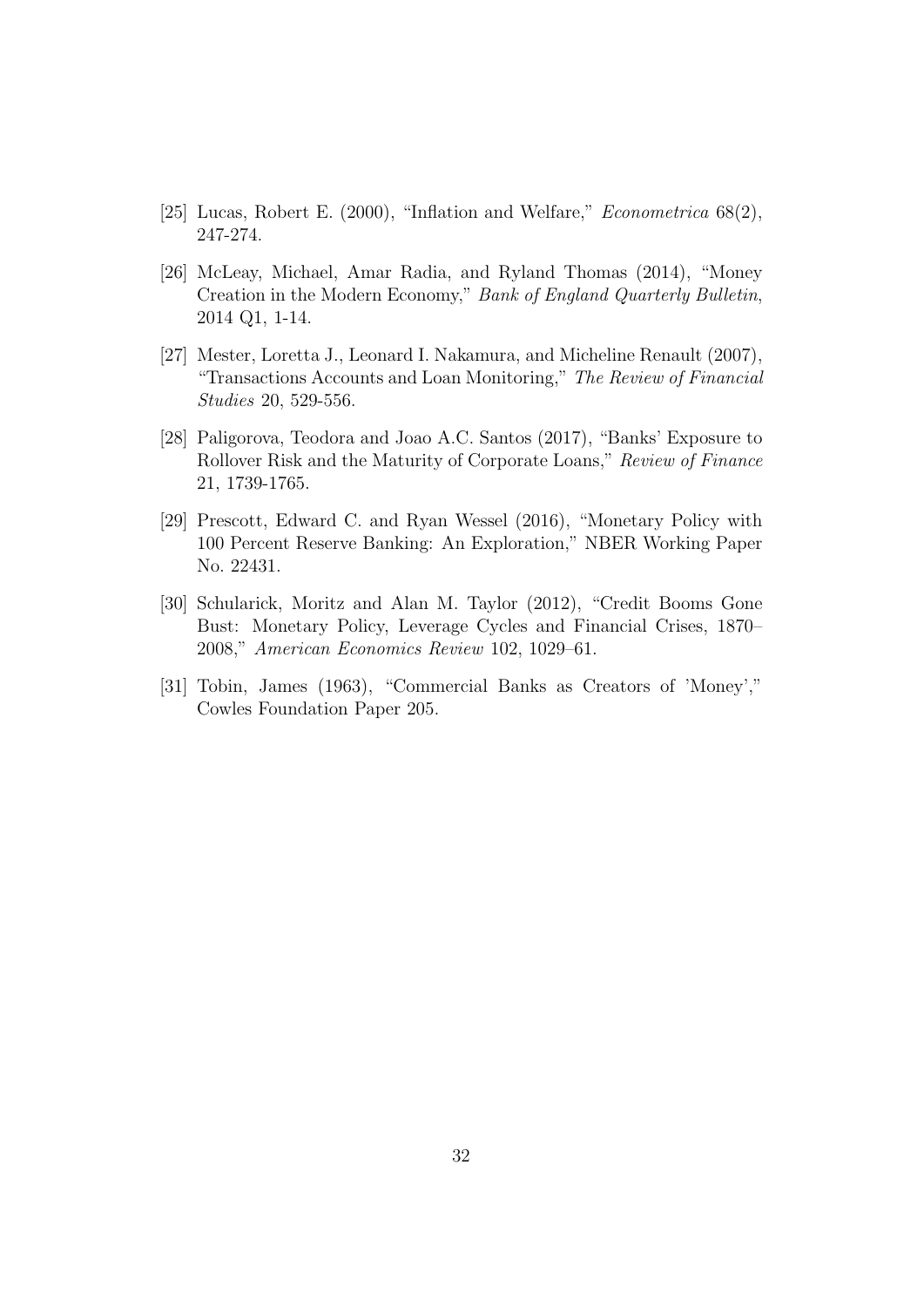[25] Lucas, Robert E. (2000), "Inflation and Welfare," *Econometrica* 68(2), 247-274.

[26] McLeay, Michael, Amar Radia, and Ryland Thomas (2014), "Money Creation in the Modern Economy," *Bank of England Quarterly Bulletin*, 2014 Q1, 1-14.

[27] Mester, Loretta J., Leonard I. Nakamura, and Micheline Renault (2007), "Transactions Accounts and Loan Monitoring," *The Review of Financial Studies* 20, 529-556.

[28] Paligorova, Teodora and Joao A.C. Santos (2017), "Banks' Exposure to Rollover Risk and the Maturity of Corporate Loans," *Review of Finance* 21, 1739-1765.

[29] Prescott, Edward C. and Ryan Wessel (2016), "Monetary Policy with 100 Percent Reserve Banking: An Exploration," NBER Working Paper No. 22431.

[30] Schularick, Moritz and Alan M. Taylor (2012), "Credit Booms Gone Bust: Monetary Policy, Leverage Cycles and Financial Crises, 1870–2008," *American Economics Review* 102, 1029–61.

[31] Tobin, James (1963), "Commercial Banks as Creators of 'Money'," Cowles Foundation Paper 205.